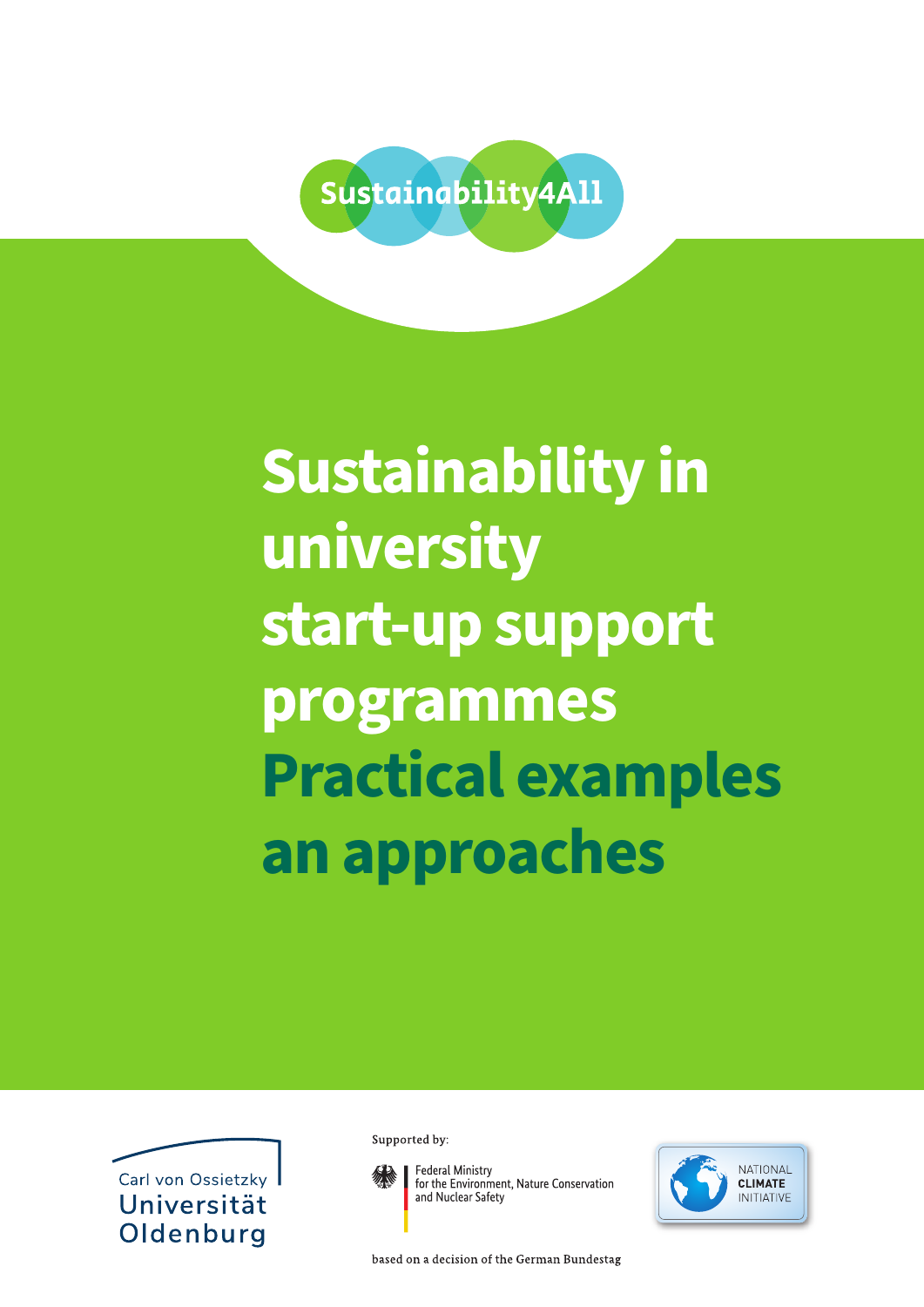Sustainability4All

# Sustainability in university start-up support programmes

## Practical examples an approaches

Carl von Ossietzky Universität Oldenburg

Supported by:

Federal Ministry for the Environment, Nature Conservation and Nuclear Safety

NATIONAL CLIMATE INITIATIVE

based on a decision of the German Bundestag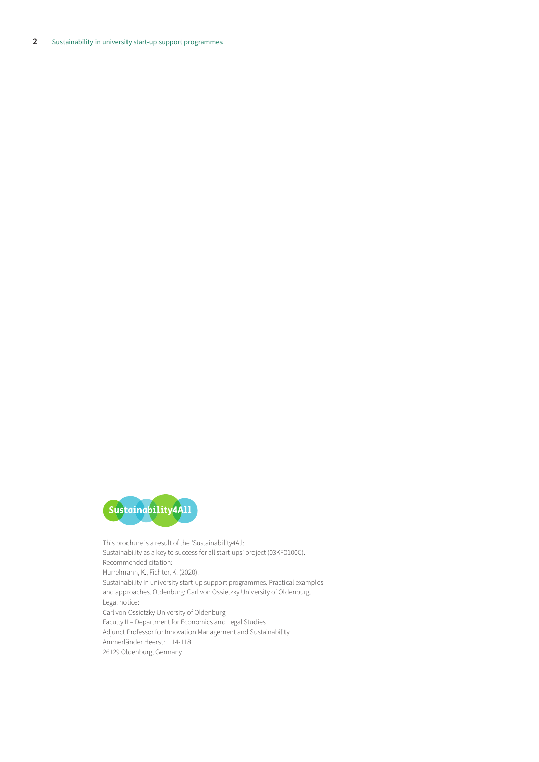Sustainability4All

This brochure is a result of the 'Sustainability4All:
Sustainability as a key to success for all start-ups' project (03KF0100C).
Recommended citation:
Hurrelmann, K., Fichter, K. (2020).
Sustainability in university start-up support programmes. Practical examples and approaches. Oldenburg: Carl von Ossietzky University of Oldenburg.
Legal notice:
Carl von Ossietzky University of Oldenburg
Faculty II – Department for Economics and Legal Studies
Adjunct Professor for Innovation Management and Sustainability
Ammerländer Heerstr. 114-118
26129 Oldenburg, Germany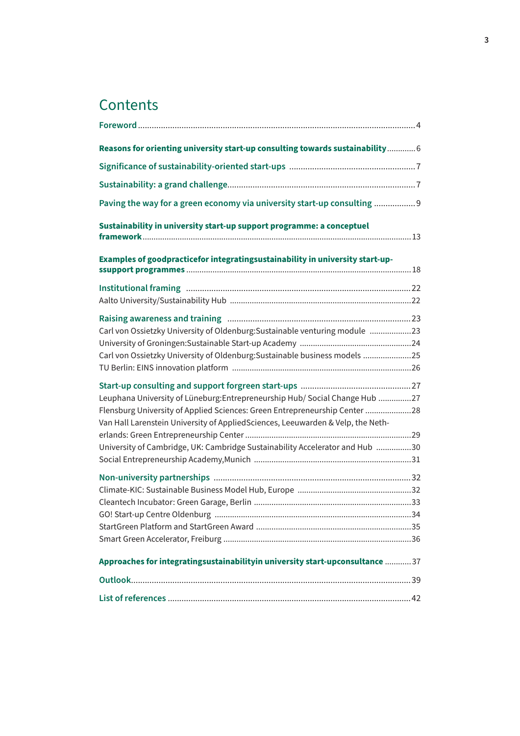# Contents

**Foreword** ... 4

**Reasons for orienting university start-up consulting towards sustainability** ... 6

**Significance of sustainability-oriented start-ups** ... 7

**Sustainability: a grand challenge** ... 7

**Paving the way for a green economy via university start-up consulting** ... 9

**Sustainability in university start-up support programme: a conceptuel framework** ... 13

**Examples of goodpracticefor integratingsustainability in university start-up-ssupport programmes** ... 18

**Institutional framing** ... 22
Aalto University/Sustainability Hub ... 22

**Raising awareness and training** ... 23
Carl von Ossietzky University of Oldenburg:Sustainable venturing module ... 23
University of Groningen:Sustainable Start-up Academy ... 24
Carl von Ossietzky University of Oldenburg:Sustainable business models ... 25
TU Berlin: EINS innovation platform ... 26

**Start-up consulting and support forgreen start-ups** ... 27
Leuphana University of Lüneburg:Entrepreneurship Hub/ Social Change Hub ... 27
Flensburg University of Applied Sciences: Green Entrepreneurship Center ... 28
Van Hall Larenstein University of AppliedSciences, Leeuwarden & Velp, the Netherlands: Green Entrepreneurship Center ... 29
University of Cambridge, UK: Cambridge Sustainability Accelerator and Hub ... 30
Social Entrepreneurship Academy,Munich ... 31

**Non-university partnerships** ... 32
Climate-KIC: Sustainable Business Model Hub, Europe ... 32
Cleantech Incubator: Green Garage, Berlin ... 33
GO! Start-up Centre Oldenburg ... 34
StartGreen Platform and StartGreen Award ... 35
Smart Green Accelerator, Freiburg ... 36

**Approaches for integratingsustainabilityin university start-upconsultance** ... 37

**Outlook** ... 39

**List of references** ... 42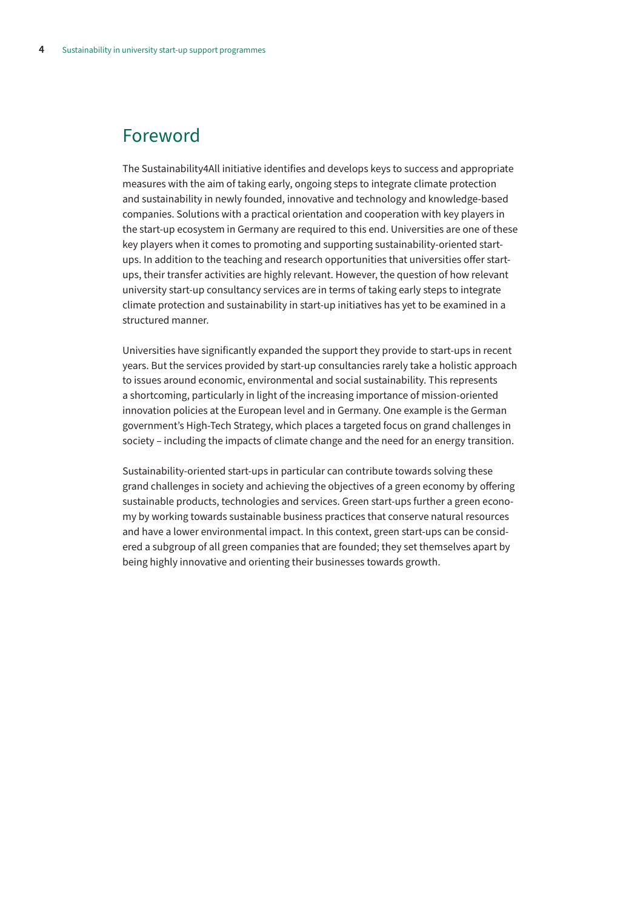# Foreword

The Sustainability4All initiative identifies and develops keys to success and appropriate measures with the aim of taking early, ongoing steps to integrate climate protection and sustainability in newly founded, innovative and technology and knowledge-based companies. Solutions with a practical orientation and cooperation with key players in the start-up ecosystem in Germany are required to this end. Universities are one of these key players when it comes to promoting and supporting sustainability-oriented start-ups. In addition to the teaching and research opportunities that universities offer start-ups, their transfer activities are highly relevant. However, the question of how relevant university start-up consultancy services are in terms of taking early steps to integrate climate protection and sustainability in start-up initiatives has yet to be examined in a structured manner.

Universities have significantly expanded the support they provide to start-ups in recent years. But the services provided by start-up consultancies rarely take a holistic approach to issues around economic, environmental and social sustainability. This represents a shortcoming, particularly in light of the increasing importance of mission-oriented innovation policies at the European level and in Germany. One example is the German government's High-Tech Strategy, which places a targeted focus on grand challenges in society – including the impacts of climate change and the need for an energy transition.

Sustainability-oriented start-ups in particular can contribute towards solving these grand challenges in society and achieving the objectives of a green economy by offering sustainable products, technologies and services. Green start-ups further a green economy by working towards sustainable business practices that conserve natural resources and have a lower environmental impact. In this context, green start-ups can be considered a subgroup of all green companies that are founded; they set themselves apart by being highly innovative and orienting their businesses towards growth.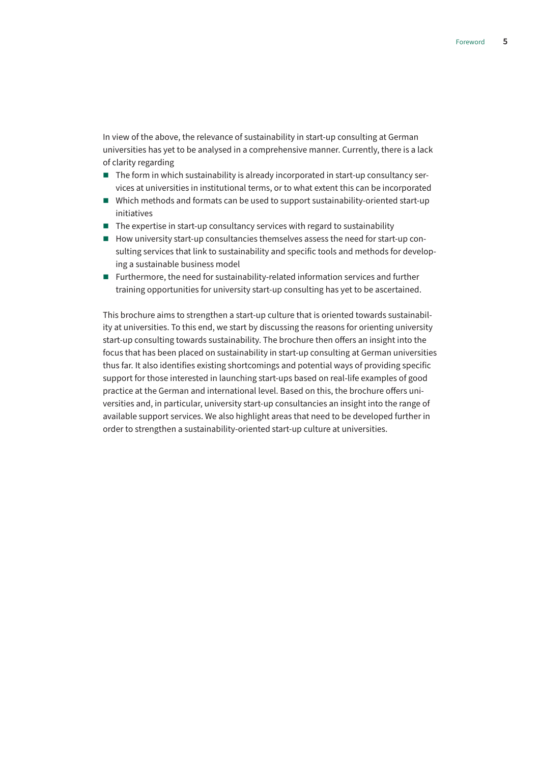In view of the above, the relevance of sustainability in start-up consulting at German universities has yet to be analysed in a comprehensive manner. Currently, there is a lack of clarity regarding

- The form in which sustainability is already incorporated in start-up consultancy services at universities in institutional terms, or to what extent this can be incorporated
- Which methods and formats can be used to support sustainability-oriented start-up initiatives
- The expertise in start-up consultancy services with regard to sustainability
- How university start-up consultancies themselves assess the need for start-up consulting services that link to sustainability and specific tools and methods for developing a sustainable business model
- Furthermore, the need for sustainability-related information services and further training opportunities for university start-up consulting has yet to be ascertained.

This brochure aims to strengthen a start-up culture that is oriented towards sustainability at universities. To this end, we start by discussing the reasons for orienting university start-up consulting towards sustainability. The brochure then offers an insight into the focus that has been placed on sustainability in start-up consulting at German universities thus far. It also identifies existing shortcomings and potential ways of providing specific support for those interested in launching start-ups based on real-life examples of good practice at the German and international level. Based on this, the brochure offers universities and, in particular, university start-up consultancies an insight into the range of available support services. We also highlight areas that need to be developed further in order to strengthen a sustainability-oriented start-up culture at universities.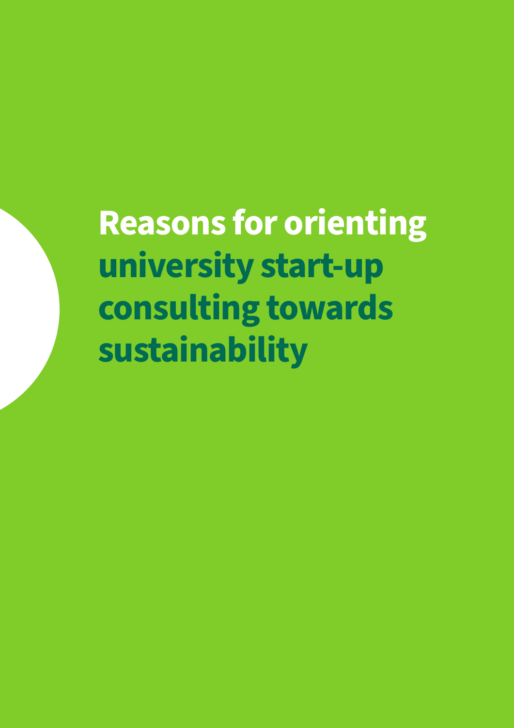# Reasons for orienting university start-up consulting towards sustainability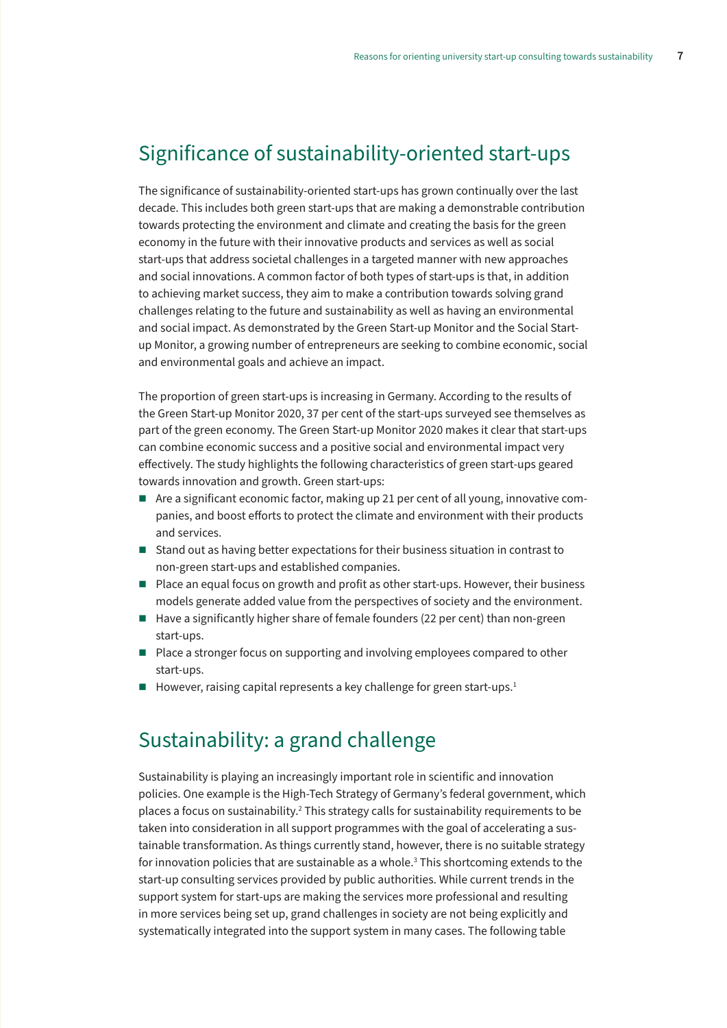## Significance of sustainability-oriented start-ups

The significance of sustainability-oriented start-ups has grown continually over the last decade. This includes both green start-ups that are making a demonstrable contribution towards protecting the environment and climate and creating the basis for the green economy in the future with their innovative products and services as well as social start-ups that address societal challenges in a targeted manner with new approaches and social innovations. A common factor of both types of start-ups is that, in addition to achieving market success, they aim to make a contribution towards solving grand challenges relating to the future and sustainability as well as having an environmental and social impact. As demonstrated by the Green Start-up Monitor and the Social Start-up Monitor, a growing number of entrepreneurs are seeking to combine economic, social and environmental goals and achieve an impact.

The proportion of green start-ups is increasing in Germany. According to the results of the Green Start-up Monitor 2020, 37 per cent of the start-ups surveyed see themselves as part of the green economy. The Green Start-up Monitor 2020 makes it clear that start-ups can combine economic success and a positive social and environmental impact very effectively. The study highlights the following characteristics of green start-ups geared towards innovation and growth. Green start-ups:

- Are a significant economic factor, making up 21 per cent of all young, innovative companies, and boost efforts to protect the climate and environment with their products and services.
- Stand out as having better expectations for their business situation in contrast to non-green start-ups and established companies.
- Place an equal focus on growth and profit as other start-ups. However, their business models generate added value from the perspectives of society and the environment.
- Have a significantly higher share of female founders (22 per cent) than non-green start-ups.
- Place a stronger focus on supporting and involving employees compared to other start-ups.
- However, raising capital represents a key challenge for green start-ups.[1]

## Sustainability: a grand challenge

Sustainability is playing an increasingly important role in scientific and innovation policies. One example is the High-Tech Strategy of Germany's federal government, which places a focus on sustainability.[2] This strategy calls for sustainability requirements to be taken into consideration in all support programmes with the goal of accelerating a sustainable transformation. As things currently stand, however, there is no suitable strategy for innovation policies that are sustainable as a whole.[3] This shortcoming extends to the start-up consulting services provided by public authorities. While current trends in the support system for start-ups are making the services more professional and resulting in more services being set up, grand challenges in society are not being explicitly and systematically integrated into the support system in many cases. The following table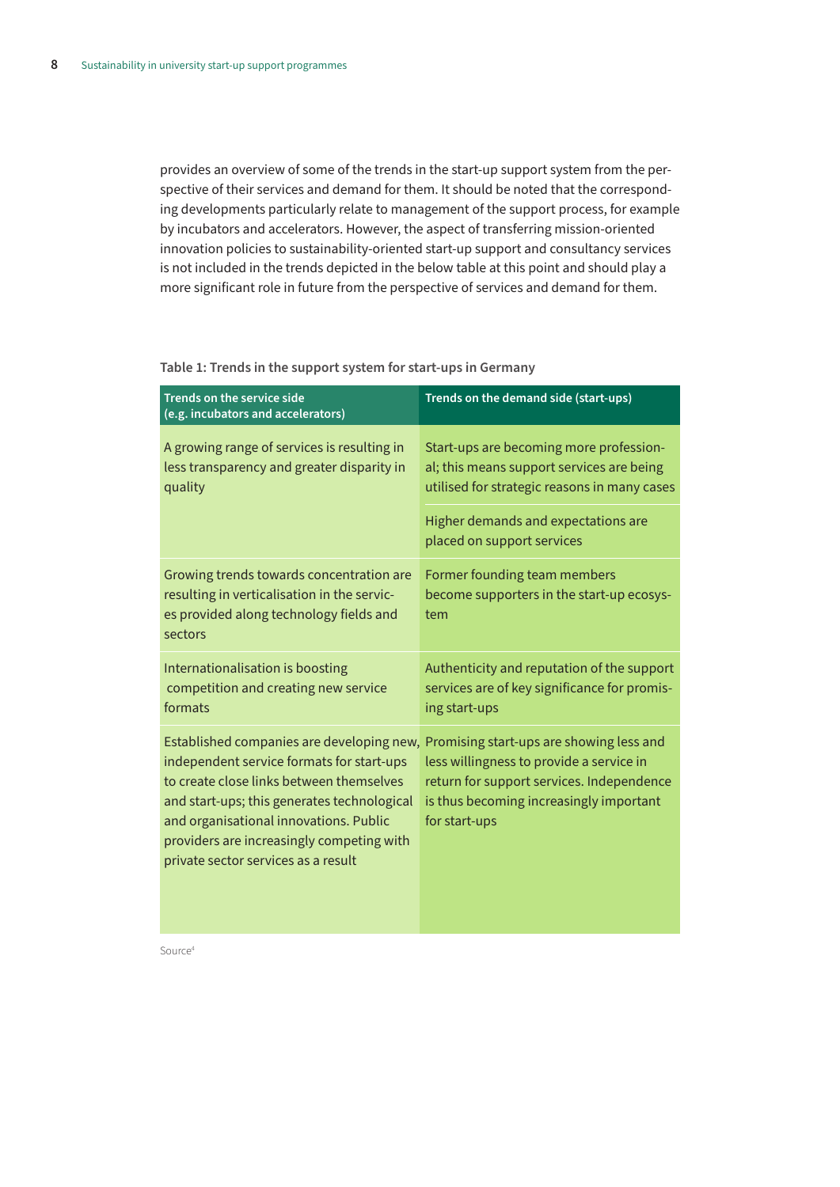provides an overview of some of the trends in the start-up support system from the perspective of their services and demand for them. It should be noted that the corresponding developments particularly relate to management of the support process, for example by incubators and accelerators. However, the aspect of transferring mission-oriented innovation policies to sustainability-oriented start-up support and consultancy services is not included in the trends depicted in the below table at this point and should play a more significant role in future from the perspective of services and demand for them.

**Table 1: Trends in the support system for start-ups in Germany**

| Trends on the service side (e.g. incubators and accelerators) | Trends on the demand side (start-ups) |
|---|---|
| A growing range of services is resulting in less transparency and greater disparity in quality | Start-ups are becoming more professional; this means support services are being utilised for strategic reasons in many cases |
| | Higher demands and expectations are placed on support services |
| Growing trends towards concentration are resulting in verticalisation in the services provided along technology fields and sectors | Former founding team members become supporters in the start-up ecosystem |
| Internationalisation is boosting competition and creating new service formats | Authenticity and reputation of the support services are of key significance for promising start-ups |
| Established companies are developing new, independent service formats for start-ups to create close links between themselves and start-ups; this generates technological and organisational innovations. Public providers are increasingly competing with private sector services as a result | Promising start-ups are showing less and less willingness to provide a service in return for support services. Independence is thus becoming increasingly important for start-ups |

Source[4]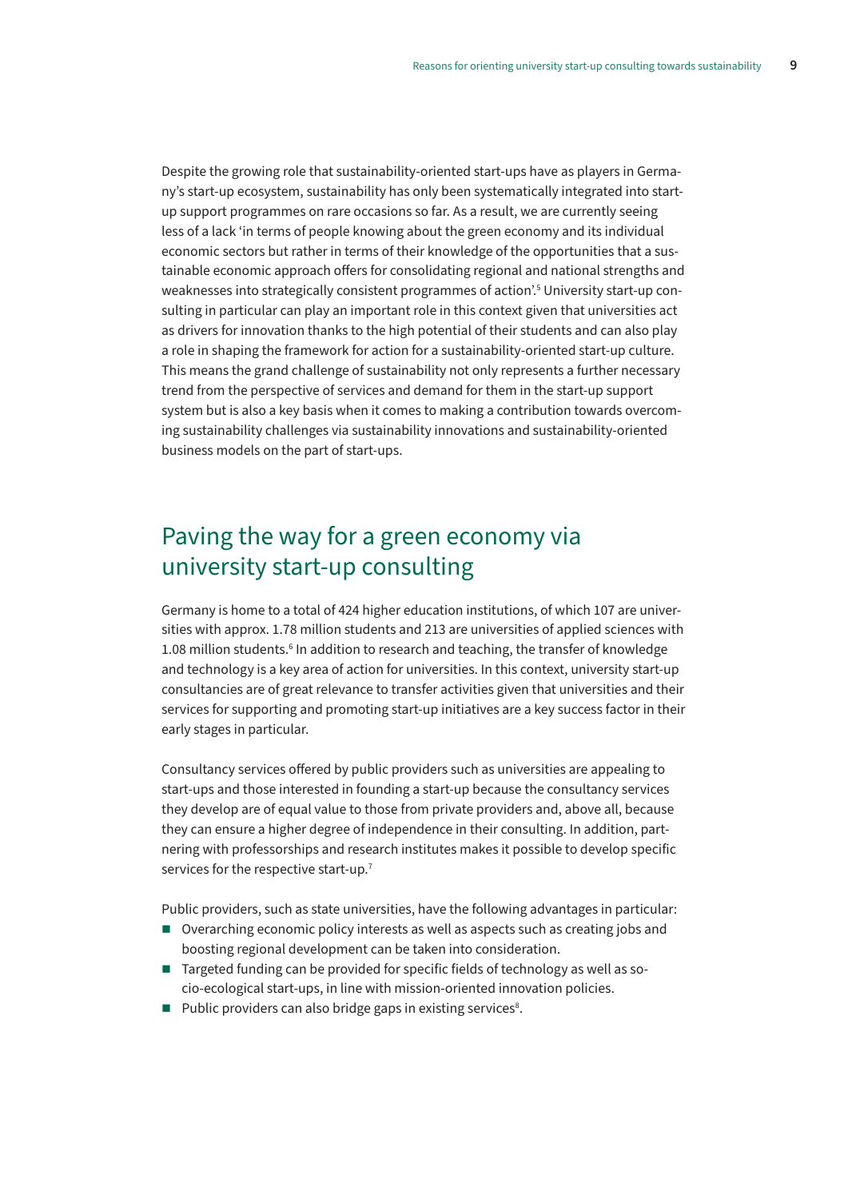Despite the growing role that sustainability-oriented start-ups have as players in Germany's start-up ecosystem, sustainability has only been systematically integrated into start-up support programmes on rare occasions so far. As a result, we are currently seeing less of a lack 'in terms of people knowing about the green economy and its individual economic sectors but rather in terms of their knowledge of the opportunities that a sustainable economic approach offers for consolidating regional and national strengths and weaknesses into strategically consistent programmes of action'.[5] University start-up consulting in particular can play an important role in this context given that universities act as drivers for innovation thanks to the high potential of their students and can also play a role in shaping the framework for action for a sustainability-oriented start-up culture. This means the grand challenge of sustainability not only represents a further necessary trend from the perspective of services and demand for them in the start-up support system but is also a key basis when it comes to making a contribution towards overcoming sustainability challenges via sustainability innovations and sustainability-oriented business models on the part of start-ups.

## Paving the way for a green economy via university start-up consulting

Germany is home to a total of 424 higher education institutions, of which 107 are universities with approx. 1.78 million students and 213 are universities of applied sciences with 1.08 million students.[6] In addition to research and teaching, the transfer of knowledge and technology is a key area of action for universities. In this context, university start-up consultancies are of great relevance to transfer activities given that universities and their services for supporting and promoting start-up initiatives are a key success factor in their early stages in particular.

Consultancy services offered by public providers such as universities are appealing to start-ups and those interested in founding a start-up because the consultancy services they develop are of equal value to those from private providers and, above all, because they can ensure a higher degree of independence in their consulting. In addition, partnering with professorships and research institutes makes it possible to develop specific services for the respective start-up.[7]

Public providers, such as state universities, have the following advantages in particular:

- Overarching economic policy interests as well as aspects such as creating jobs and boosting regional development can be taken into consideration.
- Targeted funding can be provided for specific fields of technology as well as socio-ecological start-ups, in line with mission-oriented innovation policies.
- Public providers can also bridge gaps in existing services[8].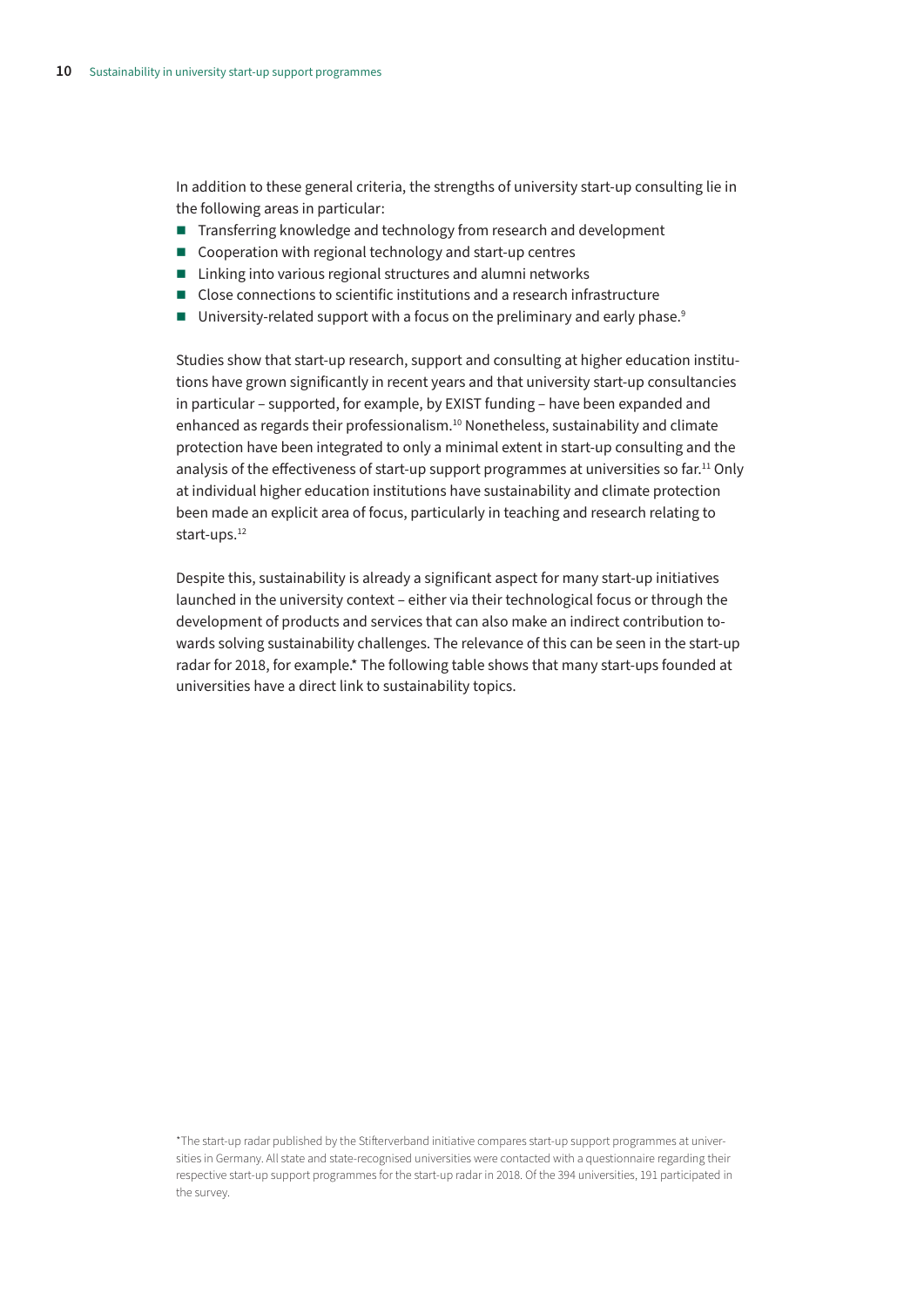In addition to these general criteria, the strengths of university start-up consulting lie in the following areas in particular:

- Transferring knowledge and technology from research and development
- Cooperation with regional technology and start-up centres
- Linking into various regional structures and alumni networks
- Close connections to scientific institutions and a research infrastructure
- University-related support with a focus on the preliminary and early phase.[9]

Studies show that start-up research, support and consulting at higher education institutions have grown significantly in recent years and that university start-up consultancies in particular – supported, for example, by EXIST funding – have been expanded and enhanced as regards their professionalism.[10] Nonetheless, sustainability and climate protection have been integrated to only a minimal extent in start-up consulting and the analysis of the effectiveness of start-up support programmes at universities so far.[11] Only at individual higher education institutions have sustainability and climate protection been made an explicit area of focus, particularly in teaching and research relating to start-ups.[12]

Despite this, sustainability is already a significant aspect for many start-up initiatives launched in the university context – either via their technological focus or through the development of products and services that can also make an indirect contribution towards solving sustainability challenges. The relevance of this can be seen in the start-up radar for 2018, for example.* The following table shows that many start-ups founded at universities have a direct link to sustainability topics.

*The start-up radar published by the Stifterverband initiative compares start-up support programmes at universities in Germany. All state and state-recognised universities were contacted with a questionnaire regarding their respective start-up support programmes for the start-up radar in 2018. Of the 394 universities, 191 participated in the survey.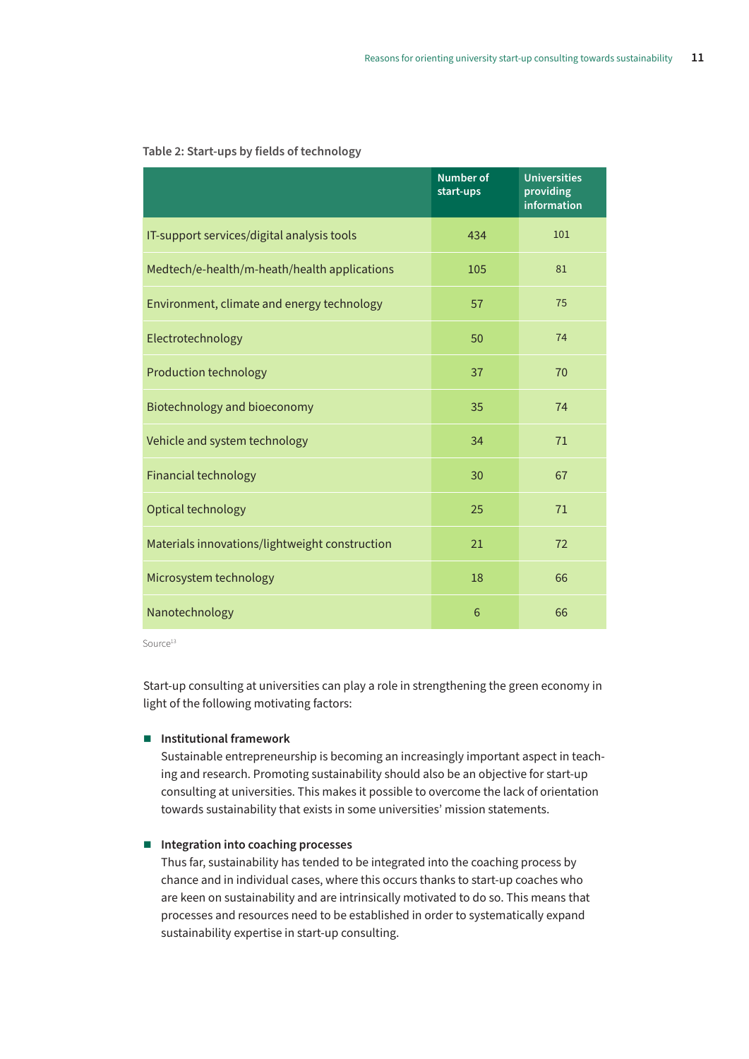Table 2: Start-ups by fields of technology

| | Number of start-ups | Universities providing information |
|---|---|---|
| IT-support services/digital analysis tools | 434 | 101 |
| Medtech/e-health/m-heath/health applications | 105 | 81 |
| Environment, climate and energy technology | 57 | 75 |
| Electrotechnology | 50 | 74 |
| Production technology | 37 | 70 |
| Biotechnology and bioeconomy | 35 | 74 |
| Vehicle and system technology | 34 | 71 |
| Financial technology | 30 | 67 |
| Optical technology | 25 | 71 |
| Materials innovations/lightweight construction | 21 | 72 |
| Microsystem technology | 18 | 66 |
| Nanotechnology | 6 | 66 |

Source[13]

Start-up consulting at universities can play a role in strengthening the green economy in light of the following motivating factors:

- **Institutional framework**
  Sustainable entrepreneurship is becoming an increasingly important aspect in teaching and research. Promoting sustainability should also be an objective for start-up consulting at universities. This makes it possible to overcome the lack of orientation towards sustainability that exists in some universities' mission statements.

- **Integration into coaching processes**
  Thus far, sustainability has tended to be integrated into the coaching process by chance and in individual cases, where this occurs thanks to start-up coaches who are keen on sustainability and are intrinsically motivated to do so. This means that processes and resources need to be established in order to systematically expand sustainability expertise in start-up consulting.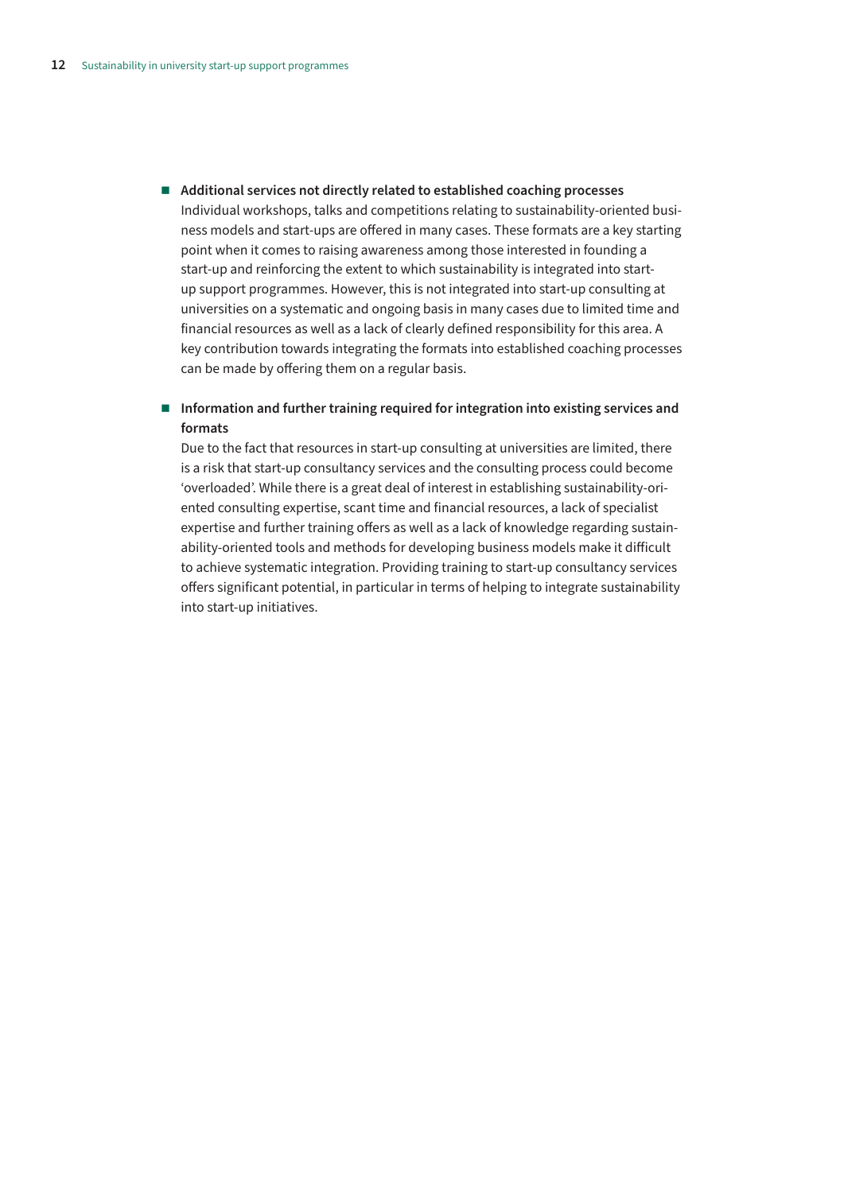- **Additional services not directly related to established coaching processes**
  Individual workshops, talks and competitions relating to sustainability-oriented business models and start-ups are offered in many cases. These formats are a key starting point when it comes to raising awareness among those interested in founding a start-up and reinforcing the extent to which sustainability is integrated into start-up support programmes. However, this is not integrated into start-up consulting at universities on a systematic and ongoing basis in many cases due to limited time and financial resources as well as a lack of clearly defined responsibility for this area. A key contribution towards integrating the formats into established coaching processes can be made by offering them on a regular basis.

- **Information and further training required for integration into existing services and formats**
  Due to the fact that resources in start-up consulting at universities are limited, there is a risk that start-up consultancy services and the consulting process could become 'overloaded'. While there is a great deal of interest in establishing sustainability-oriented consulting expertise, scant time and financial resources, a lack of specialist expertise and further training offers as well as a lack of knowledge regarding sustainability-oriented tools and methods for developing business models make it difficult to achieve systematic integration. Providing training to start-up consultancy services offers significant potential, in particular in terms of helping to integrate sustainability into start-up initiatives.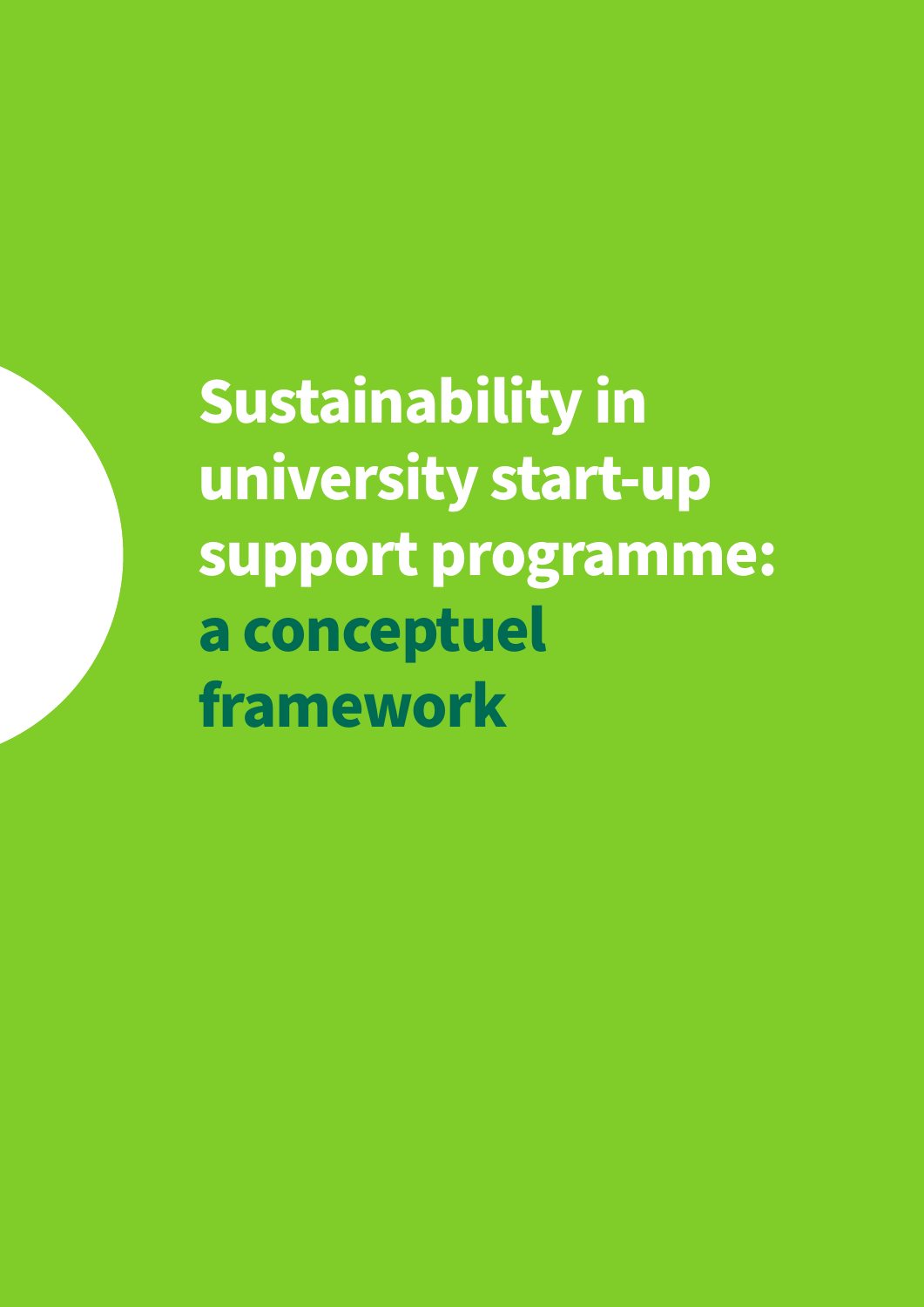# Sustainability in university start-up support programme: a conceptuel framework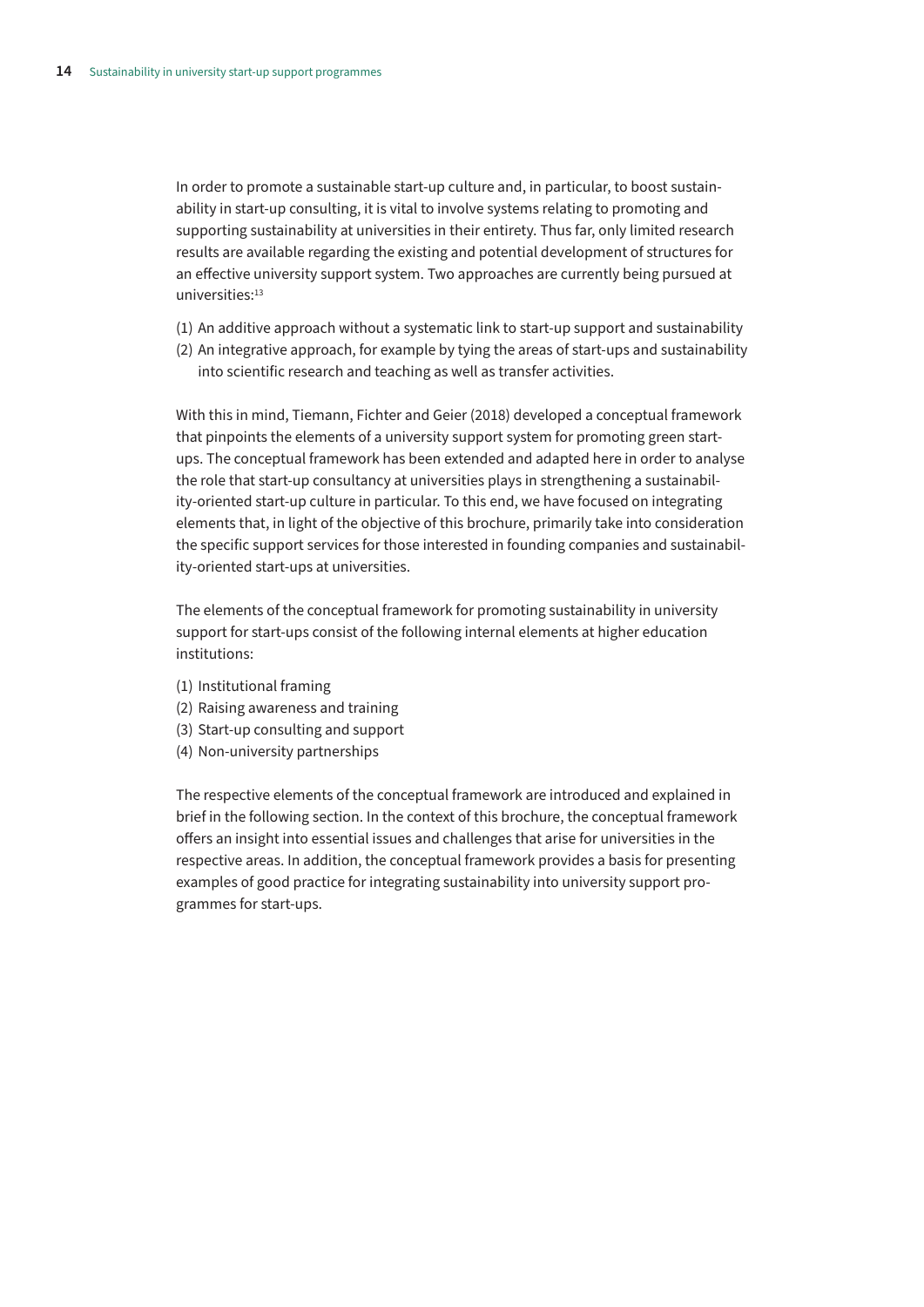In order to promote a sustainable start-up culture and, in particular, to boost sustainability in start-up consulting, it is vital to involve systems relating to promoting and supporting sustainability at universities in their entirety. Thus far, only limited research results are available regarding the existing and potential development of structures for an effective university support system. Two approaches are currently being pursued at universities:[13]

(1) An additive approach without a systematic link to start-up support and sustainability
(2) An integrative approach, for example by tying the areas of start-ups and sustainability into scientific research and teaching as well as transfer activities.

With this in mind, Tiemann, Fichter and Geier (2018) developed a conceptual framework that pinpoints the elements of a university support system for promoting green start-ups. The conceptual framework has been extended and adapted here in order to analyse the role that start-up consultancy at universities plays in strengthening a sustainability-oriented start-up culture in particular. To this end, we have focused on integrating elements that, in light of the objective of this brochure, primarily take into consideration the specific support services for those interested in founding companies and sustainability-oriented start-ups at universities.

The elements of the conceptual framework for promoting sustainability in university support for start-ups consist of the following internal elements at higher education institutions:

(1) Institutional framing
(2) Raising awareness and training
(3) Start-up consulting and support
(4) Non-university partnerships

The respective elements of the conceptual framework are introduced and explained in brief in the following section. In the context of this brochure, the conceptual framework offers an insight into essential issues and challenges that arise for universities in the respective areas. In addition, the conceptual framework provides a basis for presenting examples of good practice for integrating sustainability into university support programmes for start-ups.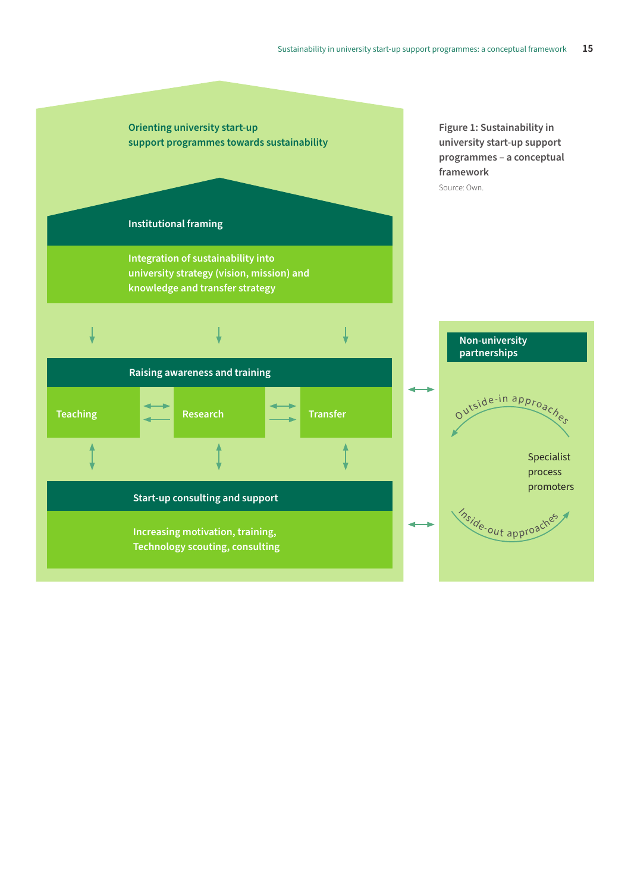Orienting university start-up support programmes towards sustainability

Institutional framing

Integration of sustainability into university strategy (vision, mission) and knowledge and transfer strategy

Raising awareness and training

Teaching | Research | Transfer

Start-up consulting and support

Increasing motivation, training, Technology scouting, consulting

Non-university partnerships

Outside-in approaches

Specialist process promoters

Inside-out approaches

**Figure 1: Sustainability in university start-up support programmes – a conceptual framework**

Source: Own.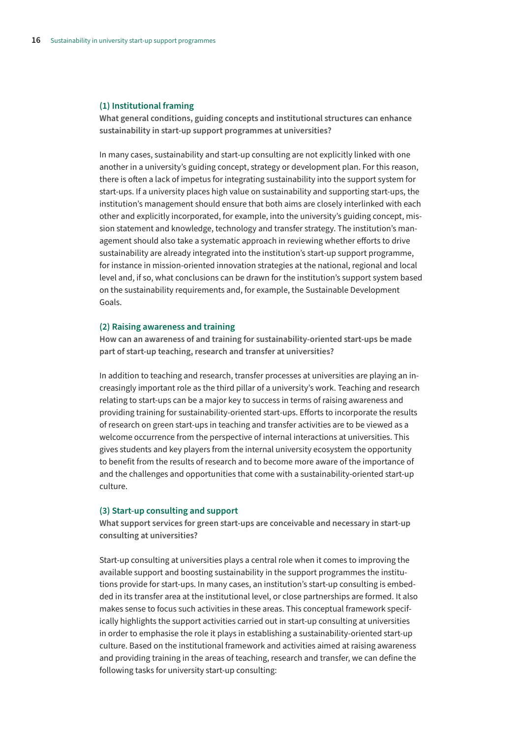### (1) Institutional framing

**What general conditions, guiding concepts and institutional structures can enhance sustainability in start-up support programmes at universities?**

In many cases, sustainability and start-up consulting are not explicitly linked with one another in a university's guiding concept, strategy or development plan. For this reason, there is often a lack of impetus for integrating sustainability into the support system for start-ups. If a university places high value on sustainability and supporting start-ups, the institution's management should ensure that both aims are closely interlinked with each other and explicitly incorporated, for example, into the university's guiding concept, mission statement and knowledge, technology and transfer strategy. The institution's management should also take a systematic approach in reviewing whether efforts to drive sustainability are already integrated into the institution's start-up support programme, for instance in mission-oriented innovation strategies at the national, regional and local level and, if so, what conclusions can be drawn for the institution's support system based on the sustainability requirements and, for example, the Sustainable Development Goals.

### (2) Raising awareness and training

**How can an awareness of and training for sustainability-oriented start-ups be made part of start-up teaching, research and transfer at universities?**

In addition to teaching and research, transfer processes at universities are playing an increasingly important role as the third pillar of a university's work. Teaching and research relating to start-ups can be a major key to success in terms of raising awareness and providing training for sustainability-oriented start-ups. Efforts to incorporate the results of research on green start-ups in teaching and transfer activities are to be viewed as a welcome occurrence from the perspective of internal interactions at universities. This gives students and key players from the internal university ecosystem the opportunity to benefit from the results of research and to become more aware of the importance of and the challenges and opportunities that come with a sustainability-oriented start-up culture.

### (3) Start-up consulting and support

**What support services for green start-ups are conceivable and necessary in start-up consulting at universities?**

Start-up consulting at universities plays a central role when it comes to improving the available support and boosting sustainability in the support programmes the institutions provide for start-ups. In many cases, an institution's start-up consulting is embedded in its transfer area at the institutional level, or close partnerships are formed. It also makes sense to focus such activities in these areas. This conceptual framework specifically highlights the support activities carried out in start-up consulting at universities in order to emphasise the role it plays in establishing a sustainability-oriented start-up culture. Based on the institutional framework and activities aimed at raising awareness and providing training in the areas of teaching, research and transfer, we can define the following tasks for university start-up consulting: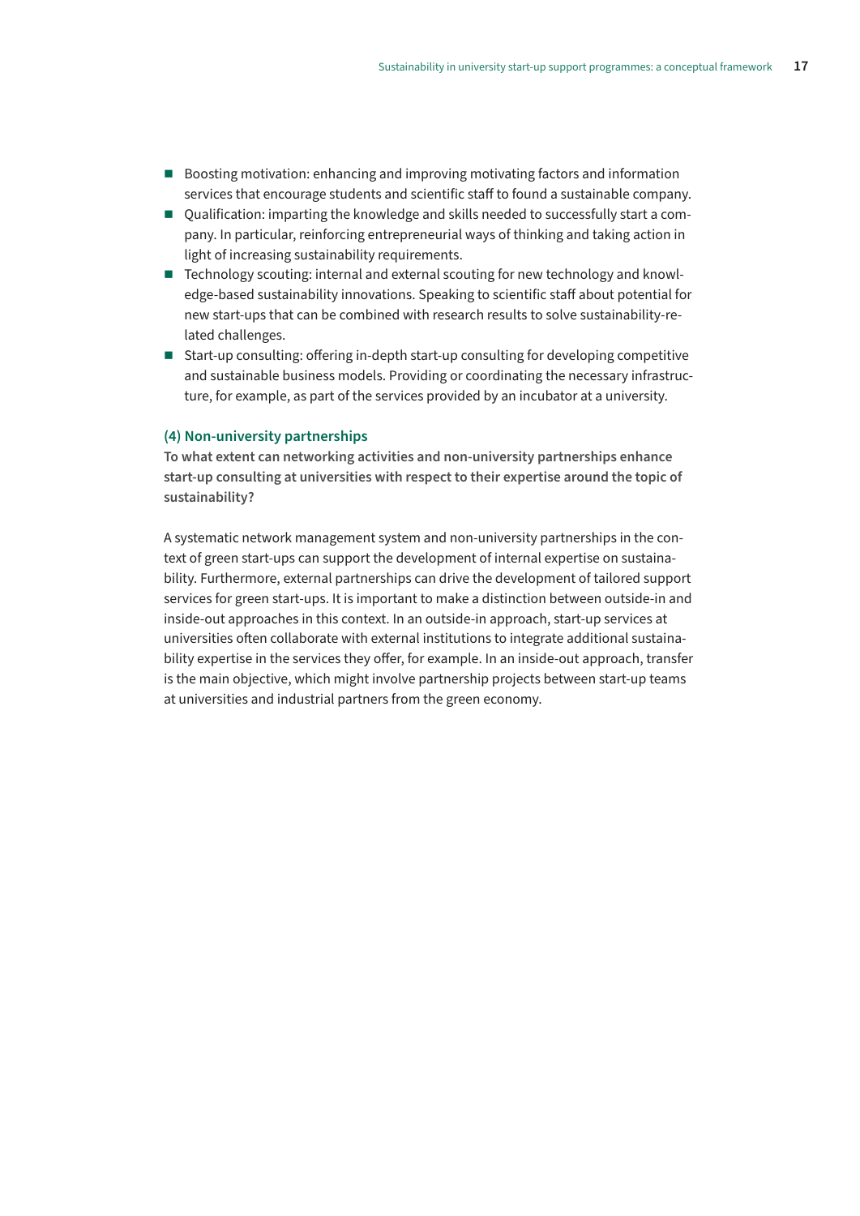- Boosting motivation: enhancing and improving motivating factors and information services that encourage students and scientific staff to found a sustainable company.
- Qualification: imparting the knowledge and skills needed to successfully start a company. In particular, reinforcing entrepreneurial ways of thinking and taking action in light of increasing sustainability requirements.
- Technology scouting: internal and external scouting for new technology and knowledge-based sustainability innovations. Speaking to scientific staff about potential for new start-ups that can be combined with research results to solve sustainability-related challenges.
- Start-up consulting: offering in-depth start-up consulting for developing competitive and sustainable business models. Providing or coordinating the necessary infrastructure, for example, as part of the services provided by an incubator at a university.

### (4) Non-university partnerships

**To what extent can networking activities and non-university partnerships enhance start-up consulting at universities with respect to their expertise around the topic of sustainability?**

A systematic network management system and non-university partnerships in the context of green start-ups can support the development of internal expertise on sustainability. Furthermore, external partnerships can drive the development of tailored support services for green start-ups. It is important to make a distinction between outside-in and inside-out approaches in this context. In an outside-in approach, start-up services at universities often collaborate with external institutions to integrate additional sustainability expertise in the services they offer, for example. In an inside-out approach, transfer is the main objective, which might involve partnership projects between start-up teams at universities and industrial partners from the green economy.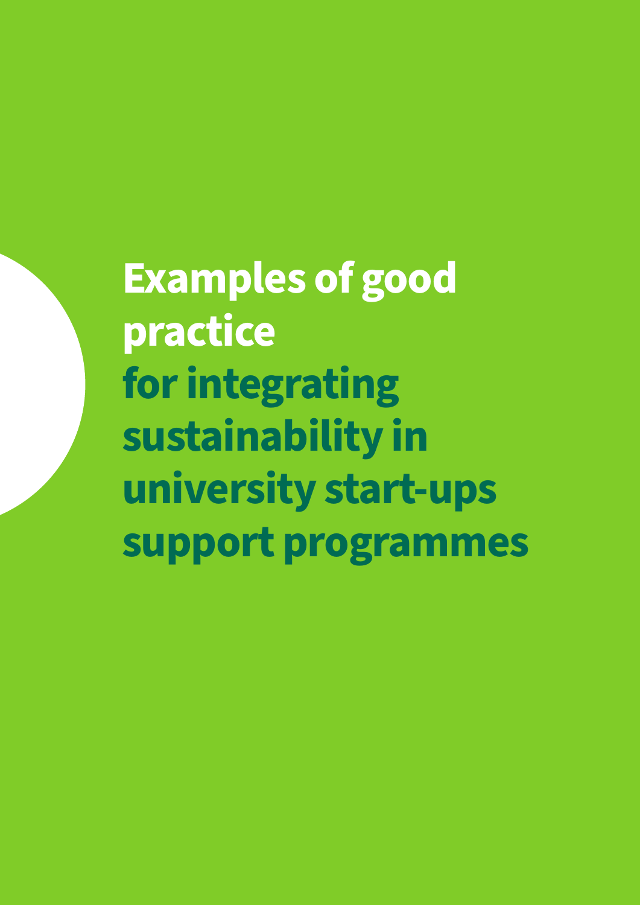# Examples of good practice for integrating sustainability in university start-ups support programmes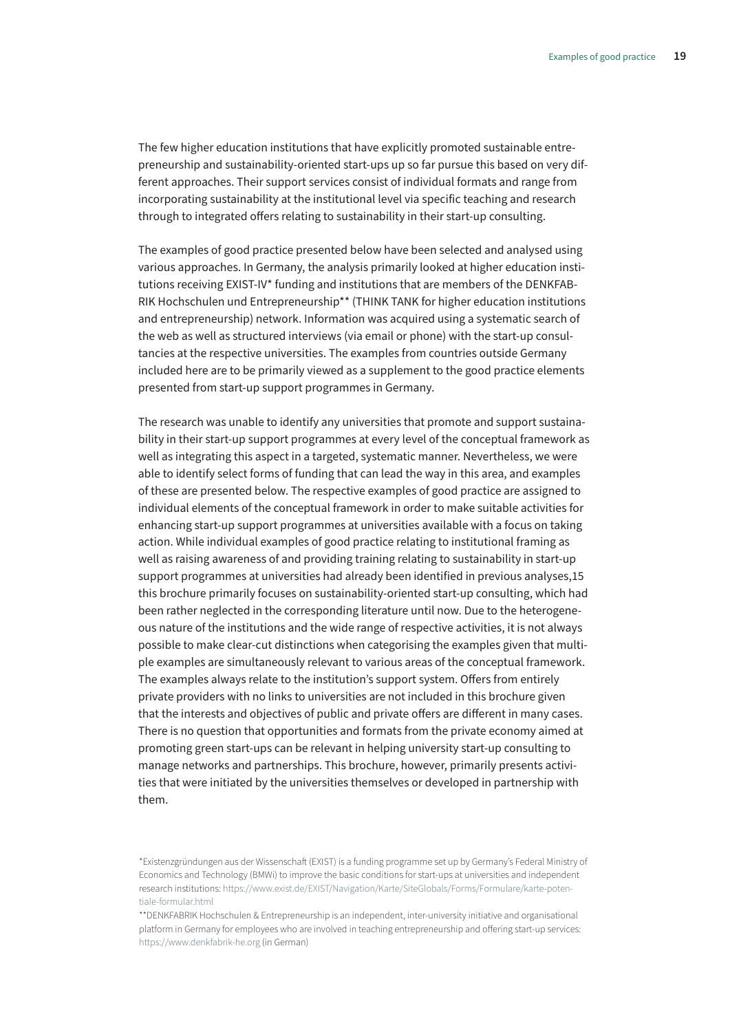The few higher education institutions that have explicitly promoted sustainable entrepreneurship and sustainability-oriented start-ups up so far pursue this based on very different approaches. Their support services consist of individual formats and range from incorporating sustainability at the institutional level via specific teaching and research through to integrated offers relating to sustainability in their start-up consulting.

The examples of good practice presented below have been selected and analysed using various approaches. In Germany, the analysis primarily looked at higher education institutions receiving EXIST-IV* funding and institutions that are members of the DENKFABRIK Hochschulen und Entrepreneurship** (THINK TANK for higher education institutions and entrepreneurship) network. Information was acquired using a systematic search of the web as well as structured interviews (via email or phone) with the start-up consultancies at the respective universities. The examples from countries outside Germany included here are to be primarily viewed as a supplement to the good practice elements presented from start-up support programmes in Germany.

The research was unable to identify any universities that promote and support sustainability in their start-up support programmes at every level of the conceptual framework as well as integrating this aspect in a targeted, systematic manner. Nevertheless, we were able to identify select forms of funding that can lead the way in this area, and examples of these are presented below. The respective examples of good practice are assigned to individual elements of the conceptual framework in order to make suitable activities for enhancing start-up support programmes at universities available with a focus on taking action. While individual examples of good practice relating to institutional framing as well as raising awareness of and providing training relating to sustainability in start-up support programmes at universities had already been identified in previous analyses,15 this brochure primarily focuses on sustainability-oriented start-up consulting, which had been rather neglected in the corresponding literature until now. Due to the heterogeneous nature of the institutions and the wide range of respective activities, it is not always possible to make clear-cut distinctions when categorising the examples given that multiple examples are simultaneously relevant to various areas of the conceptual framework. The examples always relate to the institution's support system. Offers from entirely private providers with no links to universities are not included in this brochure given that the interests and objectives of public and private offers are different in many cases. There is no question that opportunities and formats from the private economy aimed at promoting green start-ups can be relevant in helping university start-up consulting to manage networks and partnerships. This brochure, however, primarily presents activities that were initiated by the universities themselves or developed in partnership with them.

*Existenzgründungen aus der Wissenschaft (EXIST) is a funding programme set up by Germany's Federal Ministry of Economics and Technology (BMWi) to improve the basic conditions for start-ups at universities and independent research institutions: https://www.exist.de/EXIST/Navigation/Karte/SiteGlobals/Forms/Formulare/karte-potentiale-formular.html

**DENKFABRIK Hochschulen & Entrepreneurship is an independent, inter-university initiative and organisational platform in Germany for employees who are involved in teaching entrepreneurship and offering start-up services: https://www.denkfabrik-he.org (in German)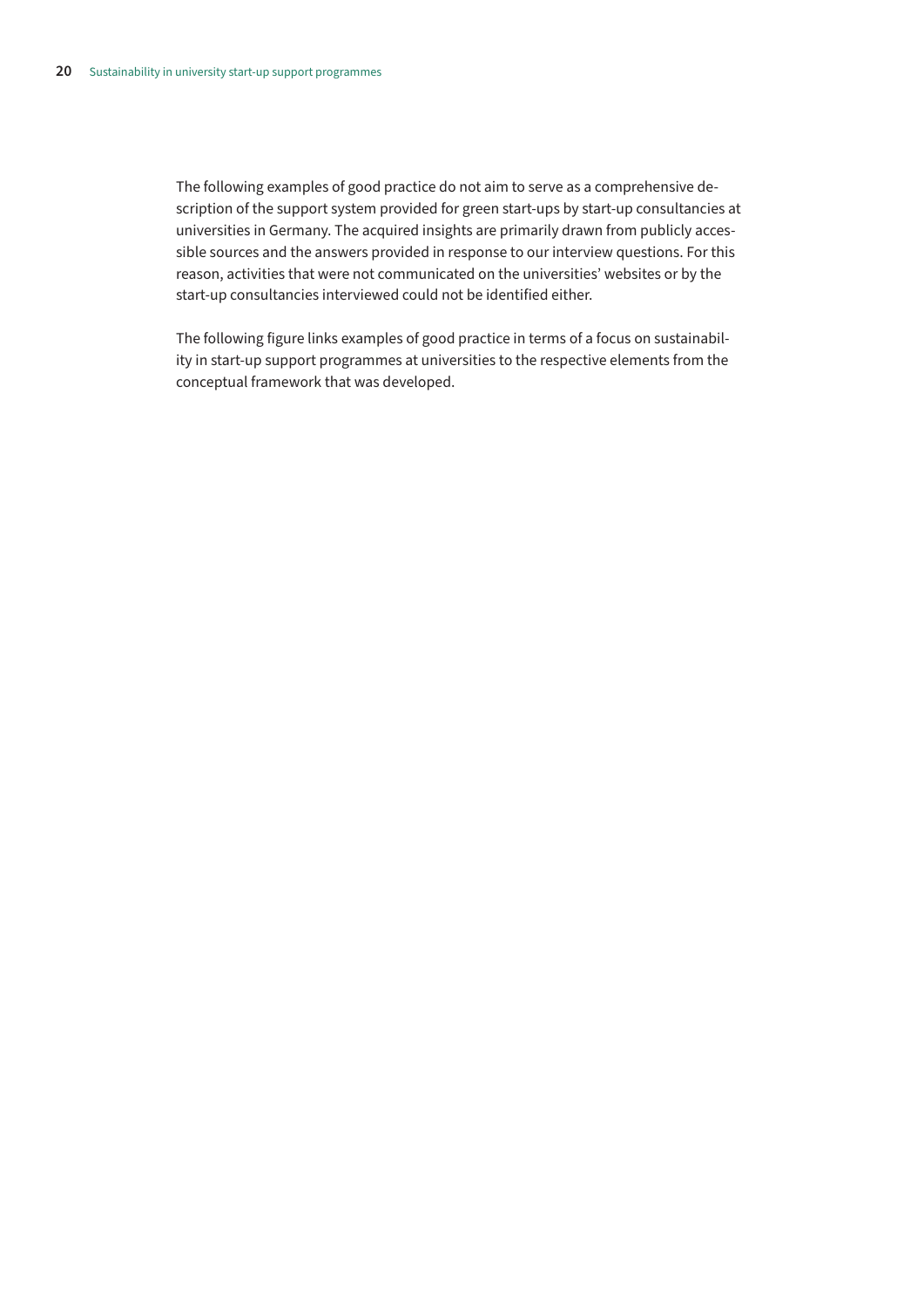The following examples of good practice do not aim to serve as a comprehensive description of the support system provided for green start-ups by start-up consultancies at universities in Germany. The acquired insights are primarily drawn from publicly accessible sources and the answers provided in response to our interview questions. For this reason, activities that were not communicated on the universities' websites or by the start-up consultancies interviewed could not be identified either.

The following figure links examples of good practice in terms of a focus on sustainability in start-up support programmes at universities to the respective elements from the conceptual framework that was developed.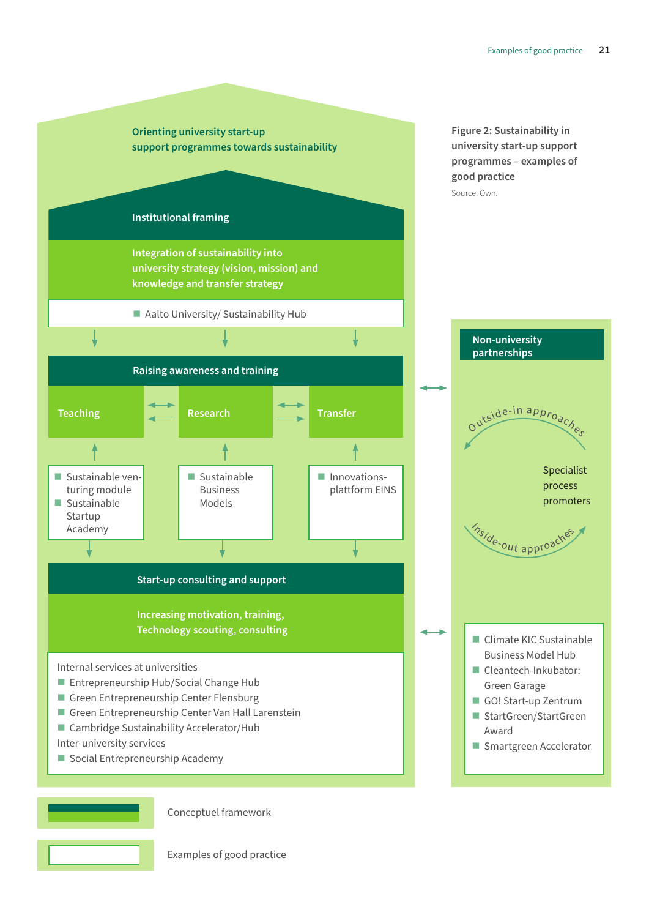**Figure 2: Sustainability in university start-up support programmes – examples of good practice**

Source: Own.

## Orienting university start-up support programmes towards sustainability

### Institutional framing

Integration of sustainability into university strategy (vision, mission) and knowledge and transfer strategy

- Aalto University/ Sustainability Hub

### Raising awareness and training

Teaching ⟷ Research ⟷ Transfer

**Teaching**
- Sustainable venturing module
- Sustainable Startup Academy

**Research**
- Sustainable Business Models

**Transfer**
- Innovations-plattform EINS

### Start-up consulting and support

Increasing motivation, training, Technology scouting, consulting

Internal services at universities
- Entrepreneurship Hub/Social Change Hub
- Green Entrepreneurship Center Flensburg
- Green Entrepreneurship Center Van Hall Larenstein
- Cambridge Sustainability Accelerator/Hub

Inter-university services
- Social Entrepreneurship Academy

### Non-university partnerships

Outside-in approaches

Specialist process promoters

Inside-out approaches

- Climate KIC Sustainable Business Model Hub
- Cleantech-Inkubator: Green Garage
- GO! Start-up Zentrum
- StartGreen/StartGreen Award
- Smartgreen Accelerator

Legend:
- Conceptuel framework
- Examples of good practice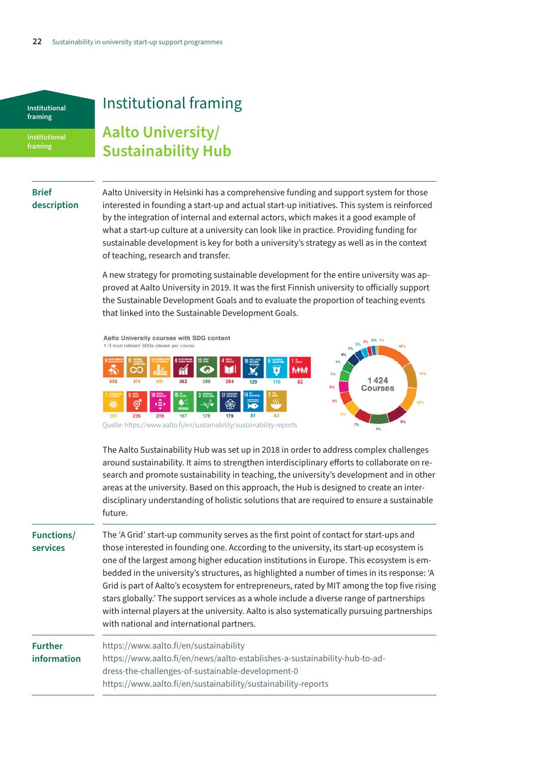# Institutional framing

## Aalto University/ Sustainability Hub

### Brief description

Aalto University in Helsinki has a comprehensive funding and support system for those interested in founding a start-up and actual start-up initiatives. This system is reinforced by the integration of internal and external actors, which makes it a good example of what a start-up culture at a university can look like in practice. Providing funding for sustainable development is key for both a university's strategy as well as in the context of teaching, research and transfer.

A new strategy for promoting sustainable development for the entire university was approved at Aalto University in 2019. It was the first Finnish university to officially support the Sustainable Development Goals and to evaluate the proportion of teaching events that linked into the Sustainable Development Goals.

**Aalto University courses with SDG content**

1–3 most relevant SDGs chosen per course

| SDG | Courses |
|---|---|
| 9 | 658 |
| 12 | 474 |
| 11 | 451 |
| 8 | 362 |
| 13 | 359 |
| 4 | 294 |
| 16 | 129 |
| 6 | 110 |
| 1 | 82 |
| 7 | 251 |
| 5 | 226 |
| 10 | 219 |
| 15 | 197 |
| 3 | 179 |
| 17 | 179 |
| 14 | 81 |
| 2 | 43 |

1 424 Courses

Quelle: https://www.aalto.fi/en/sustainability/sustainability-reports

The Aalto Sustainability Hub was set up in 2018 in order to address complex challenges around sustainability. It aims to strengthen interdisciplinary efforts to collaborate on research and promote sustainability in teaching, the university's development and in other areas at the university. Based on this approach, the Hub is designed to create an interdisciplinary understanding of holistic solutions that are required to ensure a sustainable future.

### Functions/ services

The 'A Grid' start-up community serves as the first point of contact for start-ups and those interested in founding one. According to the university, its start-up ecosystem is one of the largest among higher education institutions in Europe. This ecosystem is embedded in the university's structures, as highlighted a number of times in its response: 'A Grid is part of Aalto's ecosystem for entrepreneurs, rated by MIT among the top five rising stars globally.' The support services as a whole include a diverse range of partnerships with internal players at the university. Aalto is also systematically pursuing partnerships with national and international partners.

### Further information

https://www.aalto.fi/en/sustainability
https://www.aalto.fi/en/news/aalto-establishes-a-sustainability-hub-to-address-the-challenges-of-sustainable-development-0
https://www.aalto.fi/en/sustainability/sustainability-reports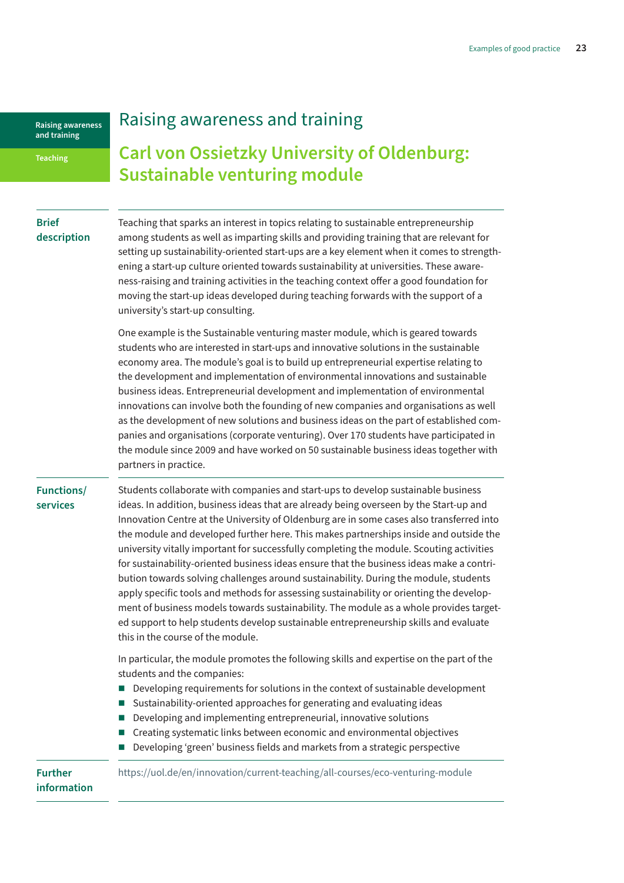Raising awareness and training

Teaching

# Raising awareness and training

## Carl von Ossietzky University of Oldenburg: Sustainable venturing module

**Brief description**

Teaching that sparks an interest in topics relating to sustainable entrepreneurship among students as well as imparting skills and providing training that are relevant for setting up sustainability-oriented start-ups are a key element when it comes to strengthening a start-up culture oriented towards sustainability at universities. These awareness-raising and training activities in the teaching context offer a good foundation for moving the start-up ideas developed during teaching forwards with the support of a university's start-up consulting.

One example is the Sustainable venturing master module, which is geared towards students who are interested in start-ups and innovative solutions in the sustainable economy area. The module's goal is to build up entrepreneurial expertise relating to the development and implementation of environmental innovations and sustainable business ideas. Entrepreneurial development and implementation of environmental innovations can involve both the founding of new companies and organisations as well as the development of new solutions and business ideas on the part of established companies and organisations (corporate venturing). Over 170 students have participated in the module since 2009 and have worked on 50 sustainable business ideas together with partners in practice.

**Functions/ services**

Students collaborate with companies and start-ups to develop sustainable business ideas. In addition, business ideas that are already being overseen by the Start-up and Innovation Centre at the University of Oldenburg are in some cases also transferred into the module and developed further here. This makes partnerships inside and outside the university vitally important for successfully completing the module. Scouting activities for sustainability-oriented business ideas ensure that the business ideas make a contribution towards solving challenges around sustainability. During the module, students apply specific tools and methods for assessing sustainability or orienting the development of business models towards sustainability. The module as a whole provides targeted support to help students develop sustainable entrepreneurship skills and evaluate this in the course of the module.

In particular, the module promotes the following skills and expertise on the part of the students and the companies:

- Developing requirements for solutions in the context of sustainable development
- Sustainability-oriented approaches for generating and evaluating ideas
- Developing and implementing entrepreneurial, innovative solutions
- Creating systematic links between economic and environmental objectives
- Developing 'green' business fields and markets from a strategic perspective

**Further information**

https://uol.de/en/innovation/current-teaching/all-courses/eco-venturing-module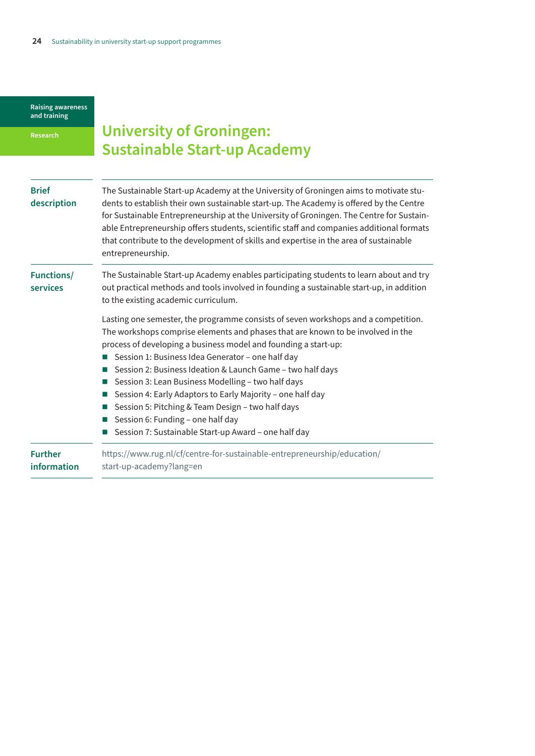Raising awareness and training

Research

# University of Groningen: Sustainable Start-up Academy

| | |
|---|---|
| **Brief description** | The Sustainable Start-up Academy at the University of Groningen aims to motivate students to establish their own sustainable start-up. The Academy is offered by the Centre for Sustainable Entrepreneurship at the University of Groningen. The Centre for Sustainable Entrepreneurship offers students, scientific staff and companies additional formats that contribute to the development of skills and expertise in the area of sustainable entrepreneurship. |
| **Functions/ services** | The Sustainable Start-up Academy enables participating students to learn about and try out practical methods and tools involved in founding a sustainable start-up, in addition to the existing academic curriculum.<br><br>Lasting one semester, the programme consists of seven workshops and a competition. The workshops comprise elements and phases that are known to be involved in the process of developing a business model and founding a start-up:<br>■ Session 1: Business Idea Generator – one half day<br>■ Session 2: Business Ideation & Launch Game – two half days<br>■ Session 3: Lean Business Modelling – two half days<br>■ Session 4: Early Adaptors to Early Majority – one half day<br>■ Session 5: Pitching & Team Design – two half days<br>■ Session 6: Funding – one half day<br>■ Session 7: Sustainable Start-up Award – one half day |
| **Further information** | https://www.rug.nl/cf/centre-for-sustainable-entrepreneurship/education/start-up-academy?lang=en |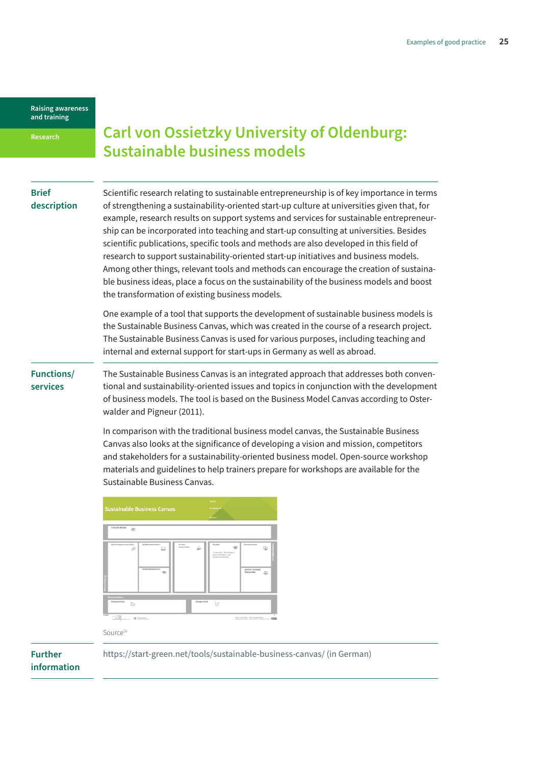Raising awareness and training

Research

# Carl von Ossietzky University of Oldenburg: Sustainable business models

## Brief description

Scientific research relating to sustainable entrepreneurship is of key importance in terms of strengthening a sustainability-oriented start-up culture at universities given that, for example, research results on support systems and services for sustainable entrepreneurship can be incorporated into teaching and start-up consulting at universities. Besides scientific publications, specific tools and methods are also developed in this field of research to support sustainability-oriented start-up initiatives and business models. Among other things, relevant tools and methods can encourage the creation of sustainable business ideas, place a focus on the sustainability of the business models and boost the transformation of existing business models.

One example of a tool that supports the development of sustainable business models is the Sustainable Business Canvas, which was created in the course of a research project. The Sustainable Business Canvas is used for various purposes, including teaching and internal and external support for start-ups in Germany as well as abroad.

## Functions/services

The Sustainable Business Canvas is an integrated approach that addresses both conventional and sustainability-oriented issues and topics in conjunction with the development of business models. The tool is based on the Business Model Canvas according to Osterwalder and Pigneur (2011).

In comparison with the traditional business model canvas, the Sustainable Business Canvas also looks at the significance of developing a vision and mission, competitors and stakeholders for a sustainability-oriented business model. Open-source workshop materials and guidelines to help trainers prepare for workshops are available for the Sustainable Business Canvas.

Source[16]

## Further information

https://start-green.net/tools/sustainable-business-canvas/ (in German)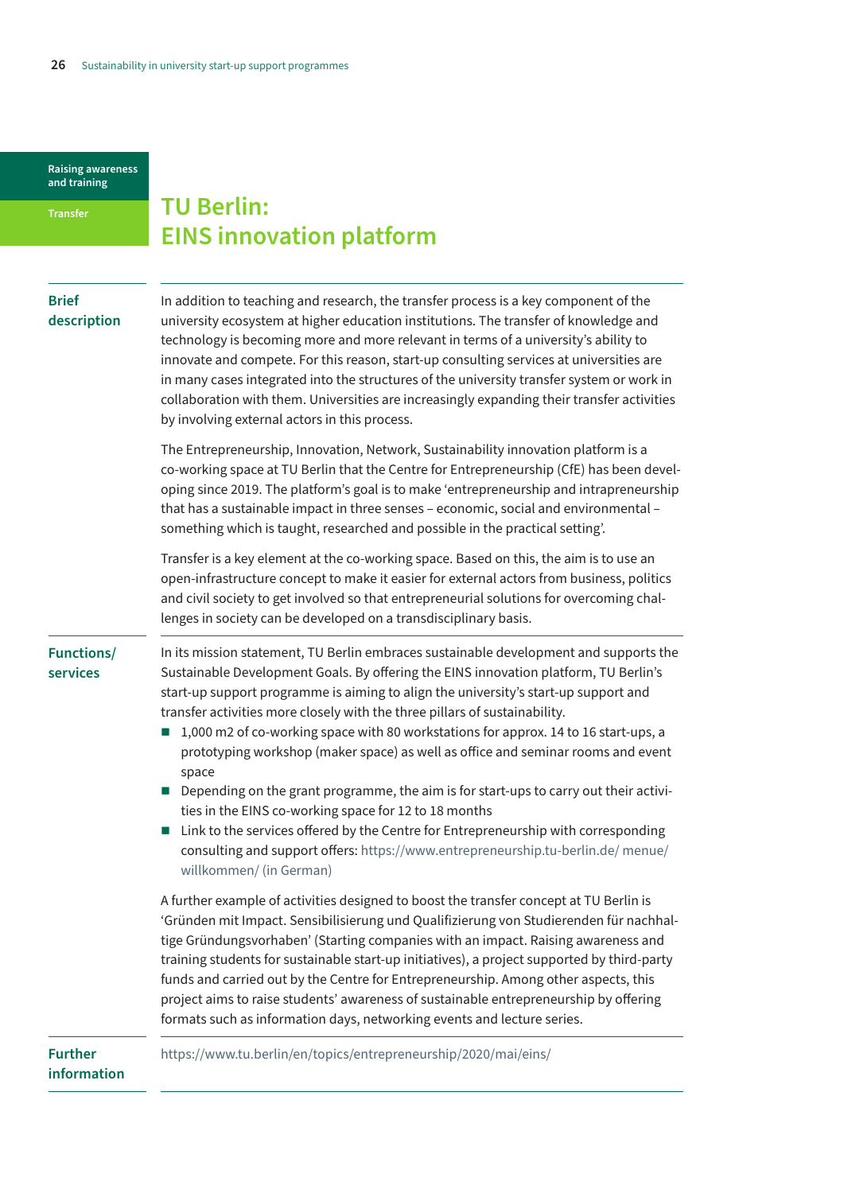Raising awareness and training

Transfer

# TU Berlin: EINS innovation platform

## Brief description

In addition to teaching and research, the transfer process is a key component of the university ecosystem at higher education institutions. The transfer of knowledge and technology is becoming more and more relevant in terms of a university's ability to innovate and compete. For this reason, start-up consulting services at universities are in many cases integrated into the structures of the university transfer system or work in collaboration with them. Universities are increasingly expanding their transfer activities by involving external actors in this process.

The Entrepreneurship, Innovation, Network, Sustainability innovation platform is a co-working space at TU Berlin that the Centre for Entrepreneurship (CfE) has been developing since 2019. The platform's goal is to make 'entrepreneurship and intrapreneurship that has a sustainable impact in three senses – economic, social and environmental – something which is taught, researched and possible in the practical setting'.

Transfer is a key element at the co-working space. Based on this, the aim is to use an open-infrastructure concept to make it easier for external actors from business, politics and civil society to get involved so that entrepreneurial solutions for overcoming challenges in society can be developed on a transdisciplinary basis.

## Functions/ services

In its mission statement, TU Berlin embraces sustainable development and supports the Sustainable Development Goals. By offering the EINS innovation platform, TU Berlin's start-up support programme is aiming to align the university's start-up support and transfer activities more closely with the three pillars of sustainability.

- 1,000 m2 of co-working space with 80 workstations for approx. 14 to 16 start-ups, a prototyping workshop (maker space) as well as office and seminar rooms and event space
- Depending on the grant programme, the aim is for start-ups to carry out their activities in the EINS co-working space for 12 to 18 months
- Link to the services offered by the Centre for Entrepreneurship with corresponding consulting and support offers: https://www.entrepreneurship.tu-berlin.de/ menue/willkommen/ (in German)

A further example of activities designed to boost the transfer concept at TU Berlin is 'Gründen mit Impact. Sensibilisierung und Qualifizierung von Studierenden für nachhaltige Gründungsvorhaben' (Starting companies with an impact. Raising awareness and training students for sustainable start-up initiatives), a project supported by third-party funds and carried out by the Centre for Entrepreneurship. Among other aspects, this project aims to raise students' awareness of sustainable entrepreneurship by offering formats such as information days, networking events and lecture series.

## Further information

https://www.tu.berlin/en/topics/entrepreneurship/2020/mai/eins/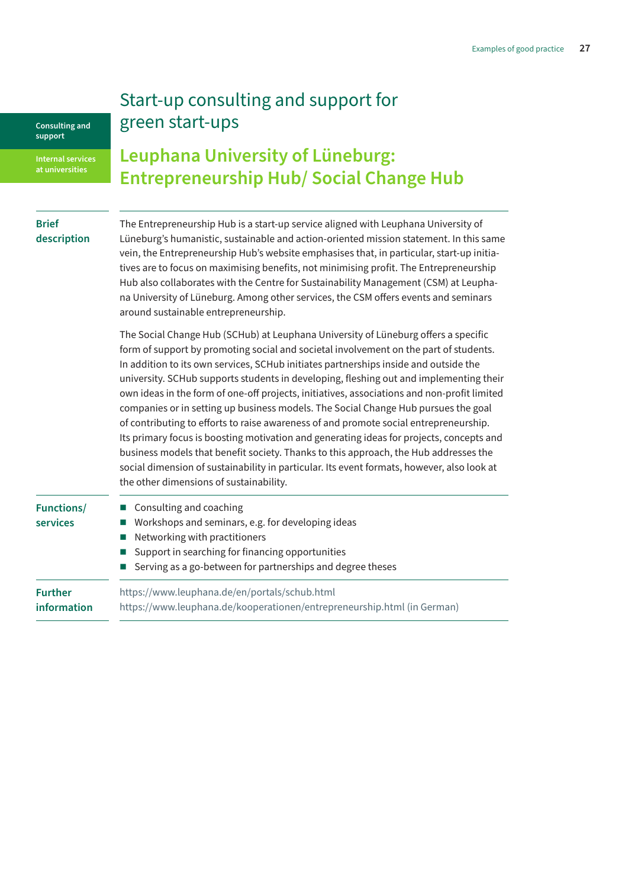Consulting and support

Internal services at universities

# Start-up consulting and support for green start-ups

## Leuphana University of Lüneburg: Entrepreneurship Hub/ Social Change Hub

| | |
|---|---|
| **Brief description** | The Entrepreneurship Hub is a start-up service aligned with Leuphana University of Lüneburg's humanistic, sustainable and action-oriented mission statement. In this same vein, the Entrepreneurship Hub's website emphasises that, in particular, start-up initiatives are to focus on maximising benefits, not minimising profit. The Entrepreneurship Hub also collaborates with the Centre for Sustainability Management (CSM) at Leuphana University of Lüneburg. Among other services, the CSM offers events and seminars around sustainable entrepreneurship.<br><br>The Social Change Hub (SCHub) at Leuphana University of Lüneburg offers a specific form of support by promoting social and societal involvement on the part of students. In addition to its own services, SCHub initiates partnerships inside and outside the university. SCHub supports students in developing, fleshing out and implementing their own ideas in the form of one-off projects, initiatives, associations and non-profit limited companies or in setting up business models. The Social Change Hub pursues the goal of contributing to efforts to raise awareness of and promote social entrepreneurship. Its primary focus is boosting motivation and generating ideas for projects, concepts and business models that benefit society. Thanks to this approach, the Hub addresses the social dimension of sustainability in particular. Its event formats, however, also look at the other dimensions of sustainability. |
| **Functions/ services** | ■ Consulting and coaching<br>■ Workshops and seminars, e.g. for developing ideas<br>■ Networking with practitioners<br>■ Support in searching for financing opportunities<br>■ Serving as a go-between for partnerships and degree theses |
| **Further information** | https://www.leuphana.de/en/portals/schub.html<br>https://www.leuphana.de/kooperationen/entrepreneurship.html (in German) |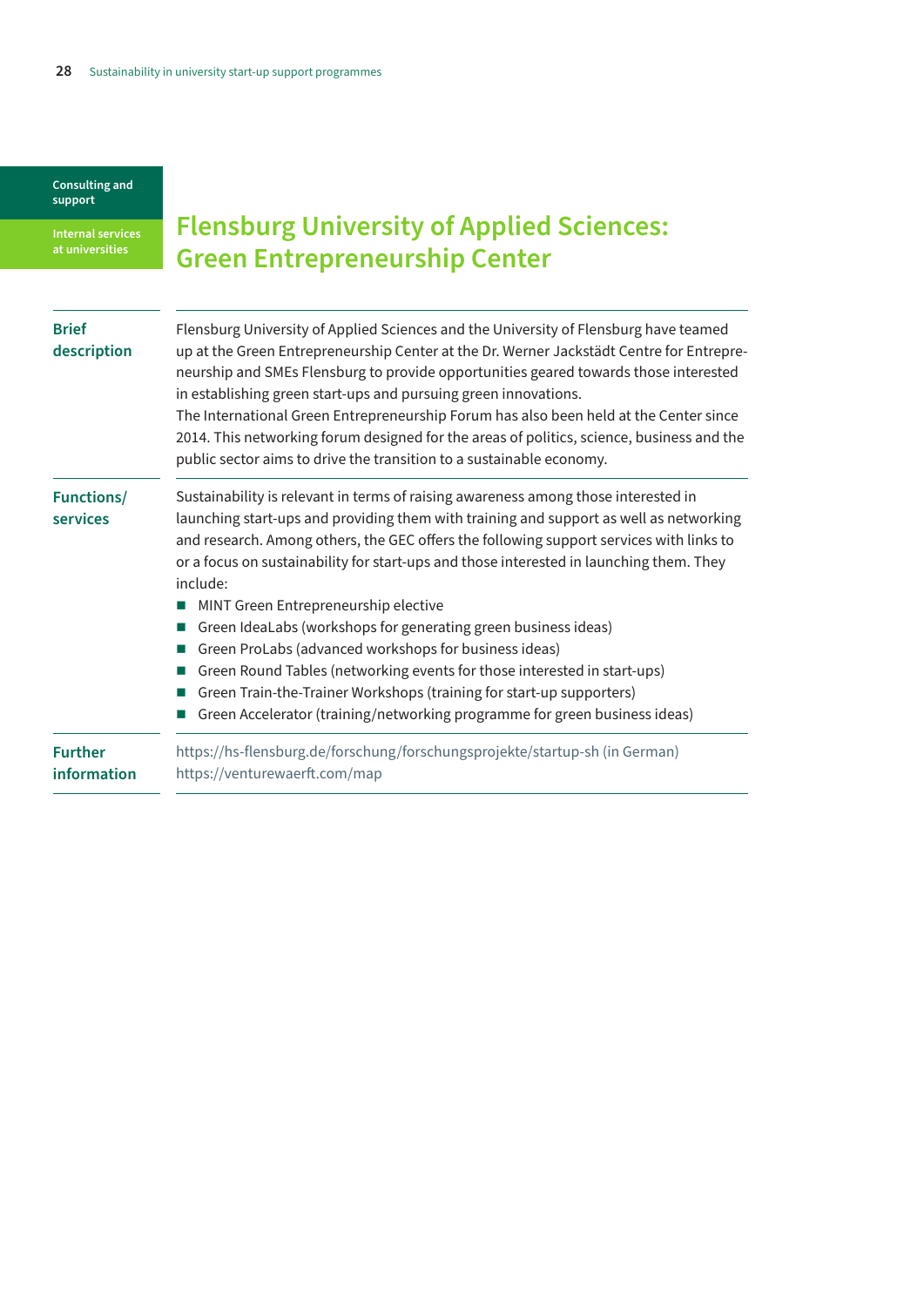Consulting and support

Internal services at universities

# Flensburg University of Applied Sciences: Green Entrepreneurship Center

| | |
|---|---|
| **Brief description** | Flensburg University of Applied Sciences and the University of Flensburg have teamed up at the Green Entrepreneurship Center at the Dr. Werner Jackstädt Centre for Entrepreneurship and SMEs Flensburg to provide opportunities geared towards those interested in establishing green start-ups and pursuing green innovations.<br>The International Green Entrepreneurship Forum has also been held at the Center since 2014. This networking forum designed for the areas of politics, science, business and the public sector aims to drive the transition to a sustainable economy. |
| **Functions/ services** | Sustainability is relevant in terms of raising awareness among those interested in launching start-ups and providing them with training and support as well as networking and research. Among others, the GEC offers the following support services with links to or a focus on sustainability for start-ups and those interested in launching them. They include:<br>■ MINT Green Entrepreneurship elective<br>■ Green IdeaLabs (workshops for generating green business ideas)<br>■ Green ProLabs (advanced workshops for business ideas)<br>■ Green Round Tables (networking events for those interested in start-ups)<br>■ Green Train-the-Trainer Workshops (training for start-up supporters)<br>■ Green Accelerator (training/networking programme for green business ideas) |
| **Further information** | https://hs-flensburg.de/forschung/forschungsprojekte/startup-sh (in German)<br>https://venturewaerft.com/map |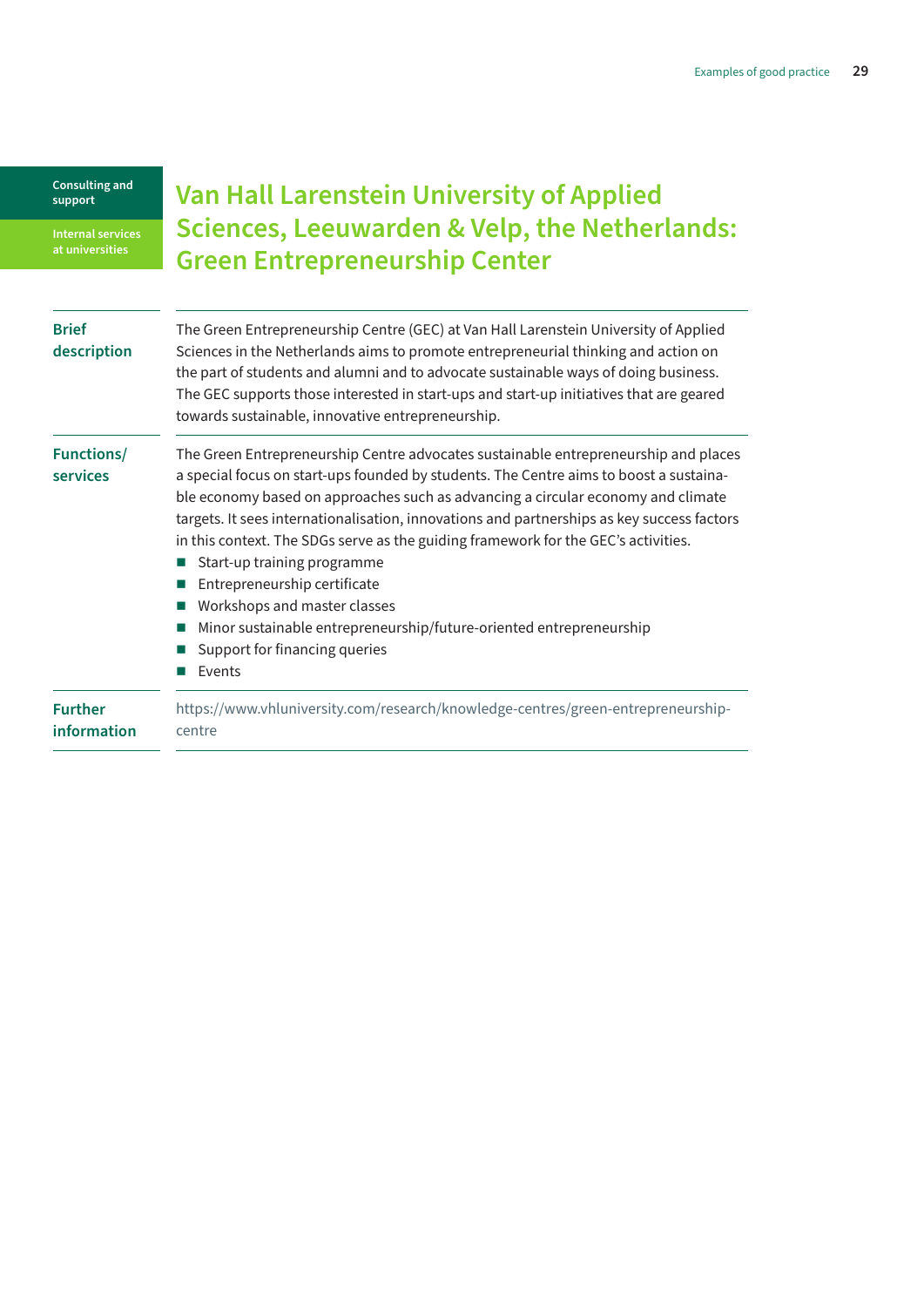Consulting and support

Internal services at universities

# Van Hall Larenstein University of Applied Sciences, Leeuwarden & Velp, the Netherlands: Green Entrepreneurship Center

| | |
|---|---|
| **Brief description** | The Green Entrepreneurship Centre (GEC) at Van Hall Larenstein University of Applied Sciences in the Netherlands aims to promote entrepreneurial thinking and action on the part of students and alumni and to advocate sustainable ways of doing business. The GEC supports those interested in start-ups and start-up initiatives that are geared towards sustainable, innovative entrepreneurship. |
| **Functions/ services** | The Green Entrepreneurship Centre advocates sustainable entrepreneurship and places a special focus on start-ups founded by students. The Centre aims to boost a sustainable economy based on approaches such as advancing a circular economy and climate targets. It sees internationalisation, innovations and partnerships as key success factors in this context. The SDGs serve as the guiding framework for the GEC's activities.<br>■ Start-up training programme<br>■ Entrepreneurship certificate<br>■ Workshops and master classes<br>■ Minor sustainable entrepreneurship/future-oriented entrepreneurship<br>■ Support for financing queries<br>■ Events |
| **Further information** | https://www.vhluniversity.com/research/knowledge-centres/green-entrepreneurship-centre |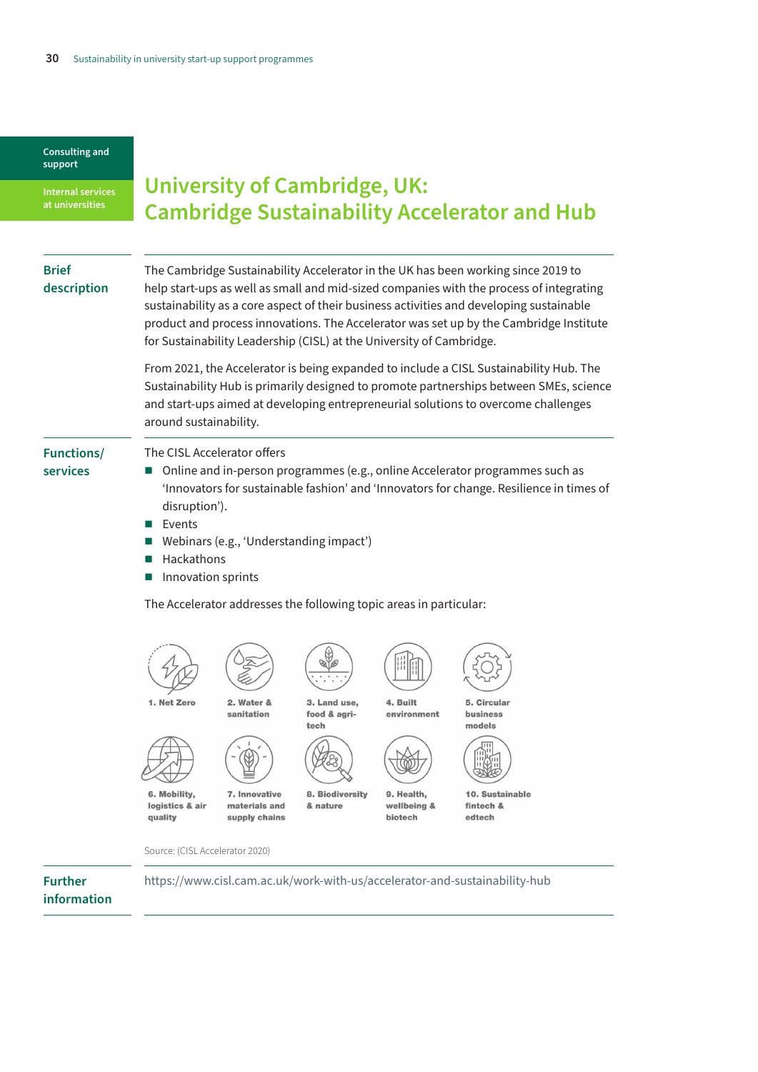Consulting and support

Internal services at universities

# University of Cambridge, UK: Cambridge Sustainability Accelerator and Hub

## Brief description

The Cambridge Sustainability Accelerator in the UK has been working since 2019 to help start-ups as well as small and mid-sized companies with the process of integrating sustainability as a core aspect of their business activities and developing sustainable product and process innovations. The Accelerator was set up by the Cambridge Institute for Sustainability Leadership (CISL) at the University of Cambridge.

From 2021, the Accelerator is being expanded to include a CISL Sustainability Hub. The Sustainability Hub is primarily designed to promote partnerships between SMEs, science and start-ups aimed at developing entrepreneurial solutions to overcome challenges around sustainability.

## Functions/ services

The CISL Accelerator offers

- Online and in-person programmes (e.g., online Accelerator programmes such as 'Innovators for sustainable fashion' and 'Innovators for change. Resilience in times of disruption').
- Events
- Webinars (e.g., 'Understanding impact')
- Hackathons
- Innovation sprints

The Accelerator addresses the following topic areas in particular:

1. Net Zero
2. Water & sanitation
3. Land use, food & agri-tech
4. Built environment
5. Circular business models
6. Mobility, logistics & air quality
7. Innovative materials and supply chains
8. Biodiversity & nature
9. Health, wellbeing & biotech
10. Sustainable fintech & edtech

Source: (CISL Accelerator 2020)

## Further information

https://www.cisl.cam.ac.uk/work-with-us/accelerator-and-sustainability-hub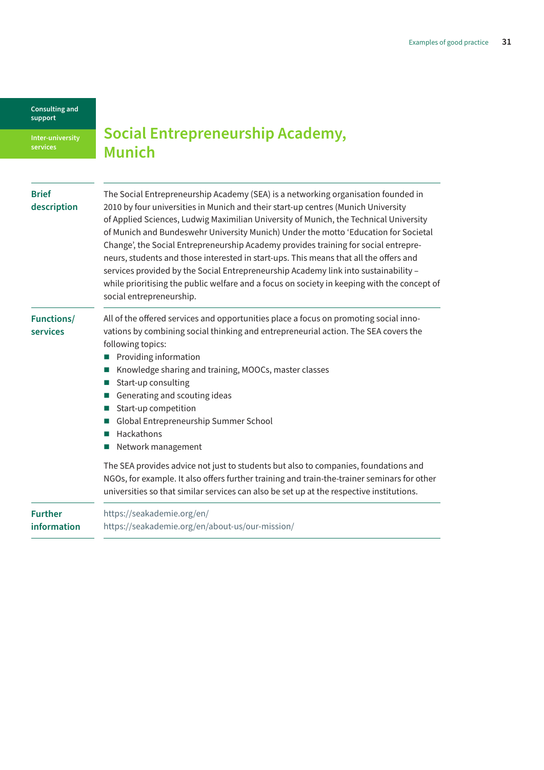Consulting and support

Inter-university services

# Social Entrepreneurship Academy, Munich

| | |
|---|---|
| **Brief description** | The Social Entrepreneurship Academy (SEA) is a networking organisation founded in 2010 by four universities in Munich and their start-up centres (Munich University of Applied Sciences, Ludwig Maximilian University of Munich, the Technical University of Munich and Bundeswehr University Munich) Under the motto 'Education for Societal Change', the Social Entrepreneurship Academy provides training for social entrepreneurs, students and those interested in start-ups. This means that all the offers and services provided by the Social Entrepreneurship Academy link into sustainability – while prioritising the public welfare and a focus on society in keeping with the concept of social entrepreneurship. |
| **Functions/ services** | All of the offered services and opportunities place a focus on promoting social innovations by combining social thinking and entrepreneurial action. The SEA covers the following topics:<br>■ Providing information<br>■ Knowledge sharing and training, MOOCs, master classes<br>■ Start-up consulting<br>■ Generating and scouting ideas<br>■ Start-up competition<br>■ Global Entrepreneurship Summer School<br>■ Hackathons<br>■ Network management<br><br>The SEA provides advice not just to students but also to companies, foundations and NGOs, for example. It also offers further training and train-the-trainer seminars for other universities so that similar services can also be set up at the respective institutions. |
| **Further information** | https://seakademie.org/en/<br>https://seakademie.org/en/about-us/our-mission/ |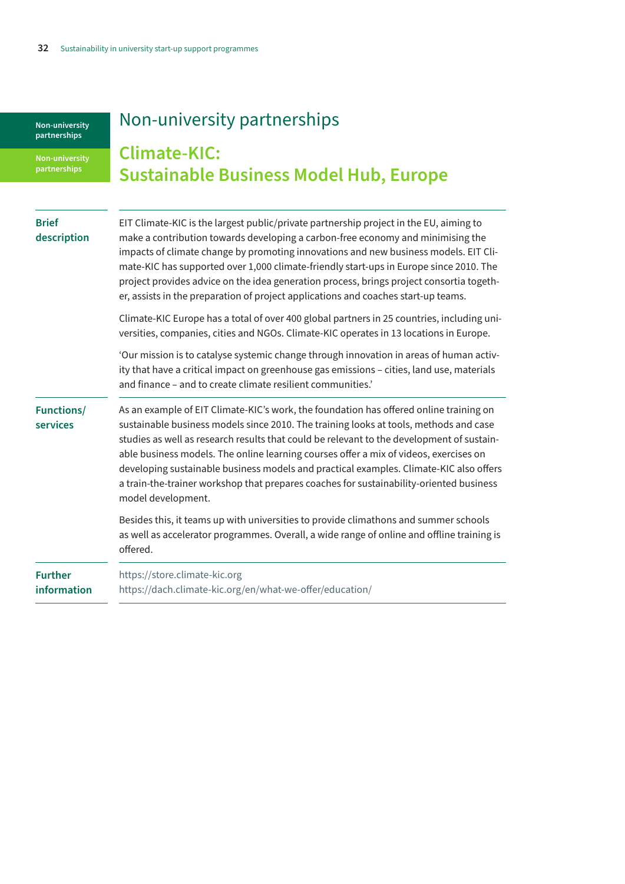# Non-university partnerships

## Climate-KIC: Sustainable Business Model Hub, Europe

| | |
|---|---|
| **Brief description** | EIT Climate-KIC is the largest public/private partnership project in the EU, aiming to make a contribution towards developing a carbon-free economy and minimising the impacts of climate change by promoting innovations and new business models. EIT Climate-KIC has supported over 1,000 climate-friendly start-ups in Europe since 2010. The project provides advice on the idea generation process, brings project consortia together, assists in the preparation of project applications and coaches start-up teams.<br><br>Climate-KIC Europe has a total of over 400 global partners in 25 countries, including universities, companies, cities and NGOs. Climate-KIC operates in 13 locations in Europe.<br><br>'Our mission is to catalyse systemic change through innovation in areas of human activity that have a critical impact on greenhouse gas emissions – cities, land use, materials and finance – and to create climate resilient communities.' |
| **Functions/ services** | As an example of EIT Climate-KIC's work, the foundation has offered online training on sustainable business models since 2010. The training looks at tools, methods and case studies as well as research results that could be relevant to the development of sustainable business models. The online learning courses offer a mix of videos, exercises on developing sustainable business models and practical examples. Climate-KIC also offers a train-the-trainer workshop that prepares coaches for sustainability-oriented business model development.<br><br>Besides this, it teams up with universities to provide climathons and summer schools as well as accelerator programmes. Overall, a wide range of online and offline training is offered. |
| **Further information** | https://store.climate-kic.org<br>https://dach.climate-kic.org/en/what-we-offer/education/ |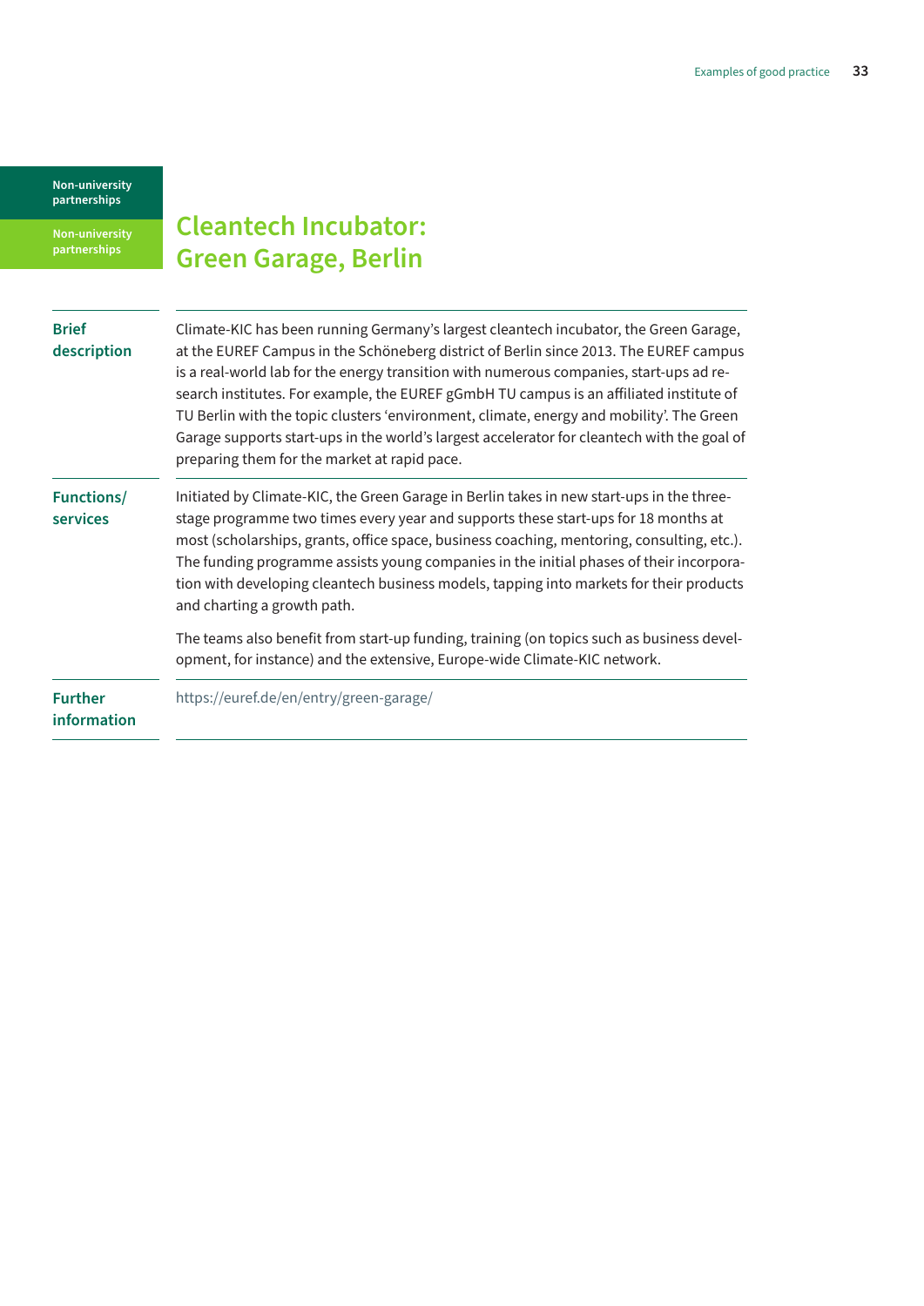Non-university partnerships

Non-university partnerships

# Cleantech Incubator: Green Garage, Berlin

| | |
|---|---|
| **Brief description** | Climate-KIC has been running Germany's largest cleantech incubator, the Green Garage, at the EUREF Campus in the Schöneberg district of Berlin since 2013. The EUREF campus is a real-world lab for the energy transition with numerous companies, start-ups ad research institutes. For example, the EUREF gGmbH TU campus is an affiliated institute of TU Berlin with the topic clusters 'environment, climate, energy and mobility'. The Green Garage supports start-ups in the world's largest accelerator for cleantech with the goal of preparing them for the market at rapid pace. |
| **Functions/ services** | Initiated by Climate-KIC, the Green Garage in Berlin takes in new start-ups in the three-stage programme two times every year and supports these start-ups for 18 months at most (scholarships, grants, office space, business coaching, mentoring, consulting, etc.). The funding programme assists young companies in the initial phases of their incorporation with developing cleantech business models, tapping into markets for their products and charting a growth path.<br><br>The teams also benefit from start-up funding, training (on topics such as business development, for instance) and the extensive, Europe-wide Climate-KIC network. |
| **Further information** | https://euref.de/en/entry/green-garage/ |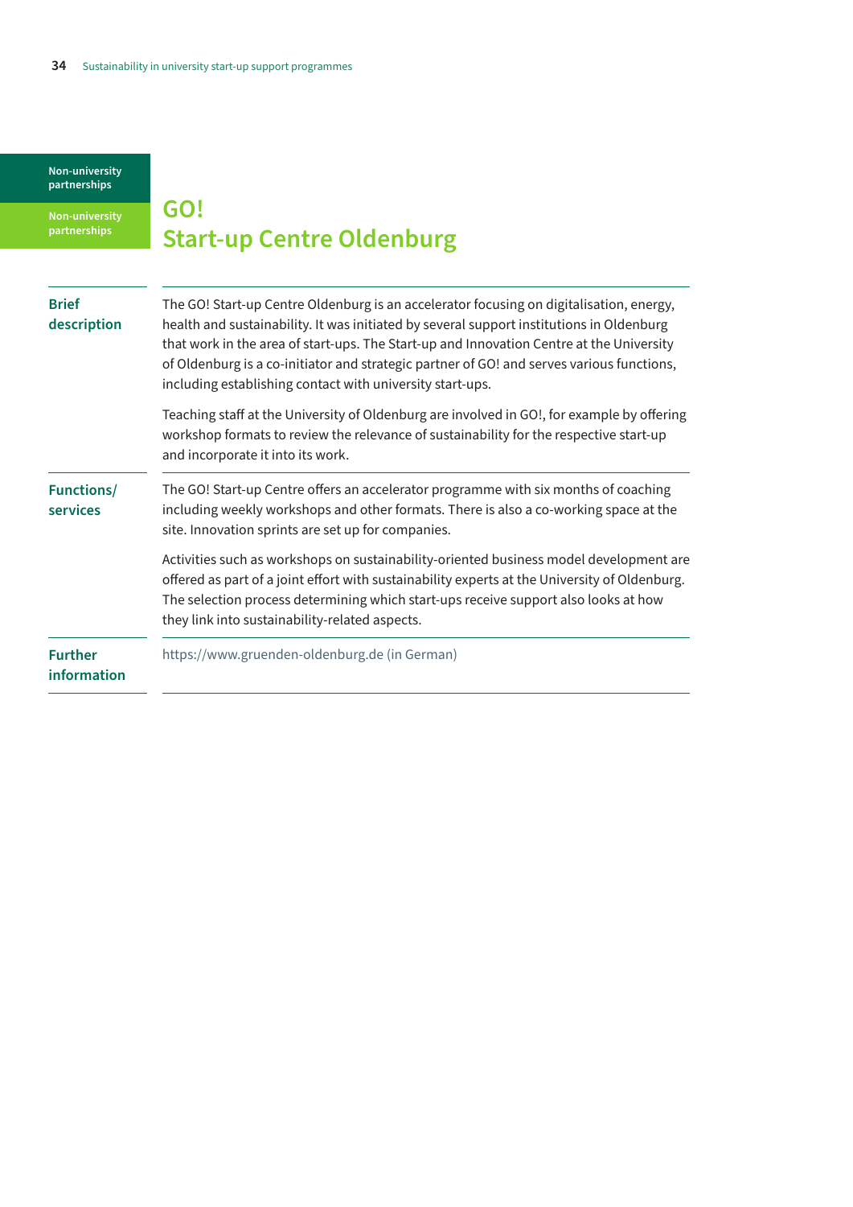Non-university partnerships

Non-university partnerships

# GO! Start-up Centre Oldenburg

| | |
|---|---|
| **Brief description** | The GO! Start-up Centre Oldenburg is an accelerator focusing on digitalisation, energy, health and sustainability. It was initiated by several support institutions in Oldenburg that work in the area of start-ups. The Start-up and Innovation Centre at the University of Oldenburg is a co-initiator and strategic partner of GO! and serves various functions, including establishing contact with university start-ups.<br><br>Teaching staff at the University of Oldenburg are involved in GO!, for example by offering workshop formats to review the relevance of sustainability for the respective start-up and incorporate it into its work. |
| **Functions/ services** | The GO! Start-up Centre offers an accelerator programme with six months of coaching including weekly workshops and other formats. There is also a co-working space at the site. Innovation sprints are set up for companies.<br><br>Activities such as workshops on sustainability-oriented business model development are offered as part of a joint effort with sustainability experts at the University of Oldenburg. The selection process determining which start-ups receive support also looks at how they link into sustainability-related aspects. |
| **Further information** | https://www.gruenden-oldenburg.de (in German) |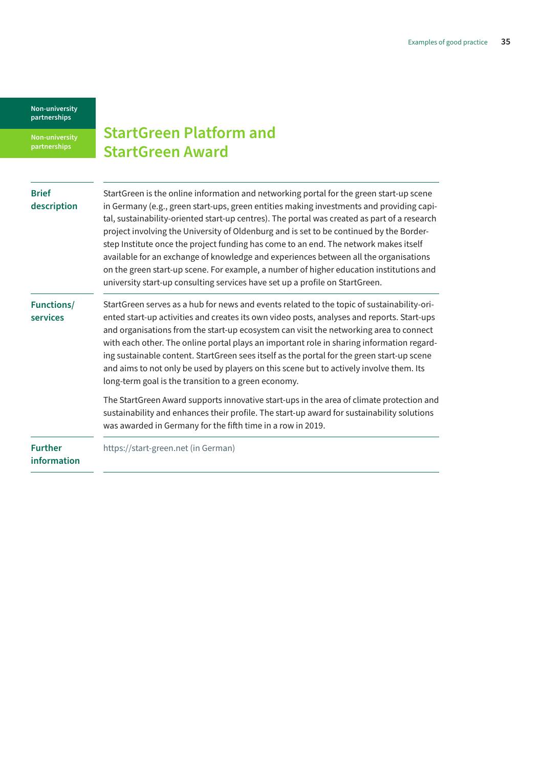Non-university partnerships

Non-university partnerships

# StartGreen Platform and StartGreen Award

**Brief description**

StartGreen is the online information and networking portal for the green start-up scene in Germany (e.g., green start-ups, green entities making investments and providing capital, sustainability-oriented start-up centres). The portal was created as part of a research project involving the University of Oldenburg and is set to be continued by the Borderstep Institute once the project funding has come to an end. The network makes itself available for an exchange of knowledge and experiences between all the organisations on the green start-up scene. For example, a number of higher education institutions and university start-up consulting services have set up a profile on StartGreen.

**Functions/services**

StartGreen serves as a hub for news and events related to the topic of sustainability-oriented start-up activities and creates its own video posts, analyses and reports. Start-ups and organisations from the start-up ecosystem can visit the networking area to connect with each other. The online portal plays an important role in sharing information regarding sustainable content. StartGreen sees itself as the portal for the green start-up scene and aims to not only be used by players on this scene but to actively involve them. Its long-term goal is the transition to a green economy.

The StartGreen Award supports innovative start-ups in the area of climate protection and sustainability and enhances their profile. The start-up award for sustainability solutions was awarded in Germany for the fifth time in a row in 2019.

**Further information**

https://start-green.net (in German)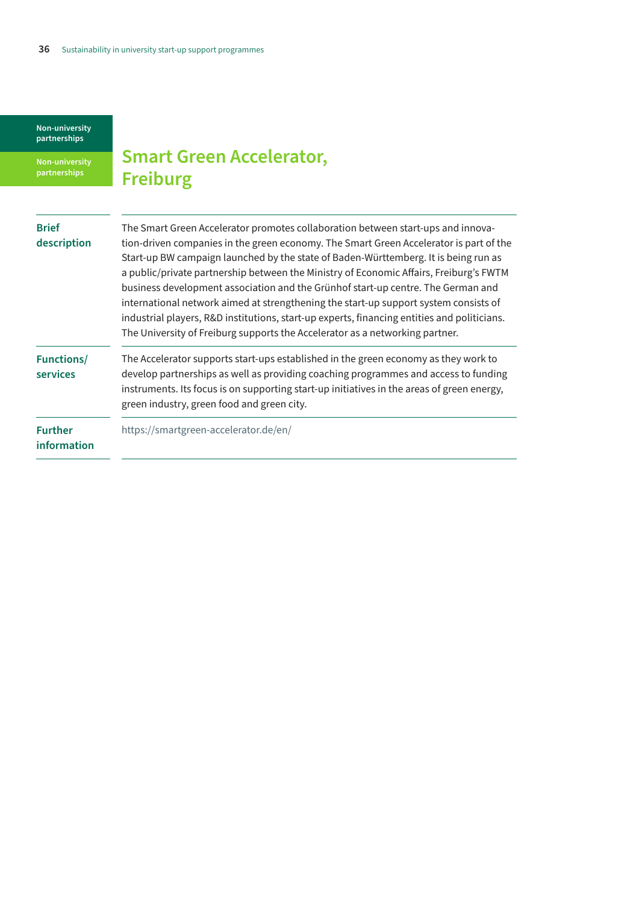Non-university partnerships

Non-university partnerships

## Smart Green Accelerator, Freiburg

| | |
|---|---|
| **Brief description** | The Smart Green Accelerator promotes collaboration between start-ups and innovation-driven companies in the green economy. The Smart Green Accelerator is part of the Start-up BW campaign launched by the state of Baden-Württemberg. It is being run as a public/private partnership between the Ministry of Economic Affairs, Freiburg's FWTM business development association and the Grünhof start-up centre. The German and international network aimed at strengthening the start-up support system consists of industrial players, R&D institutions, start-up experts, financing entities and politicians. The University of Freiburg supports the Accelerator as a networking partner. |
| **Functions/ services** | The Accelerator supports start-ups established in the green economy as they work to develop partnerships as well as providing coaching programmes and access to funding instruments. Its focus is on supporting start-up initiatives in the areas of green energy, green industry, green food and green city. |
| **Further information** | https://smartgreen-accelerator.de/en/ |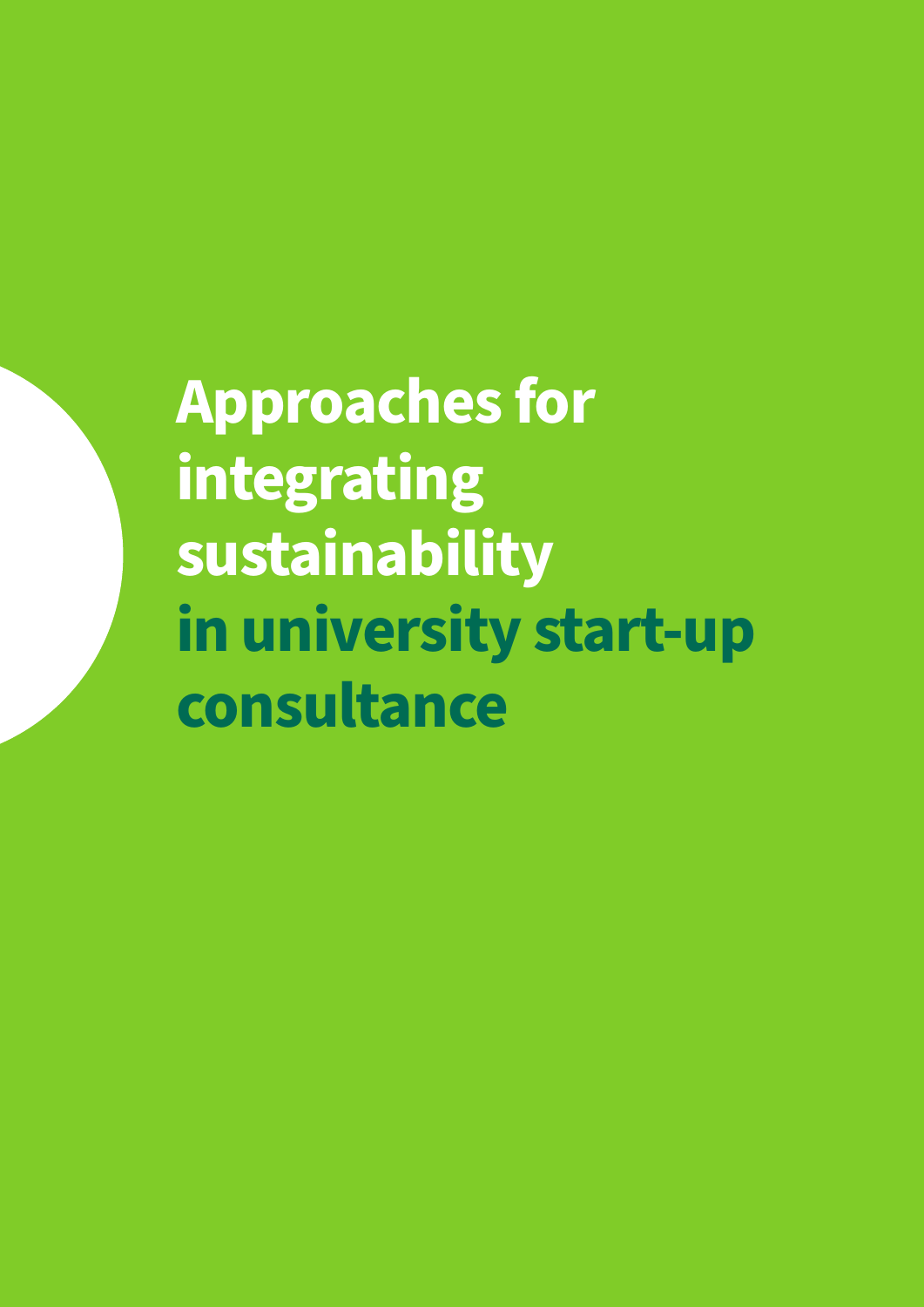# Approaches for integrating sustainability in university start-up consultance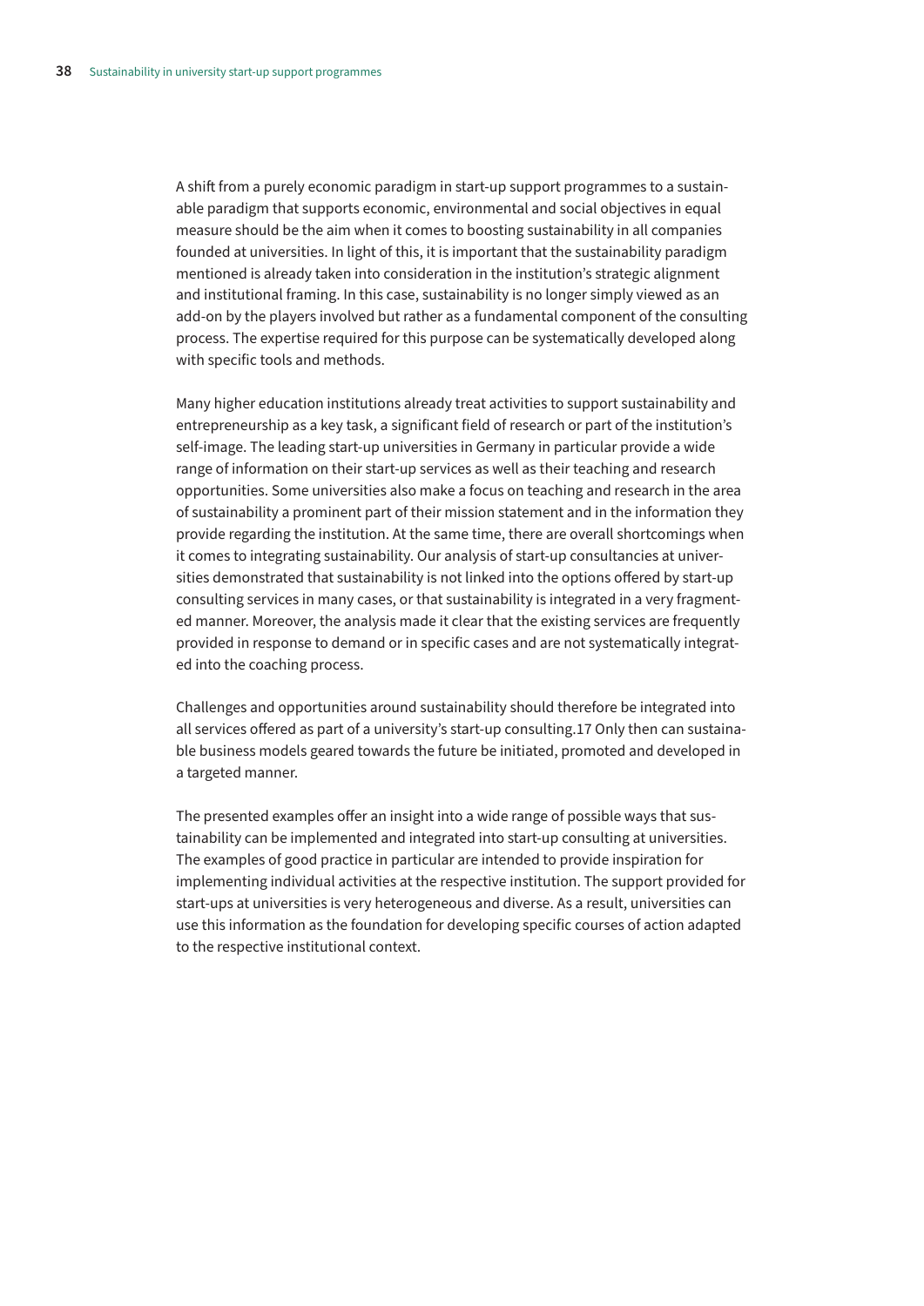A shift from a purely economic paradigm in start-up support programmes to a sustainable paradigm that supports economic, environmental and social objectives in equal measure should be the aim when it comes to boosting sustainability in all companies founded at universities. In light of this, it is important that the sustainability paradigm mentioned is already taken into consideration in the institution's strategic alignment and institutional framing. In this case, sustainability is no longer simply viewed as an add-on by the players involved but rather as a fundamental component of the consulting process. The expertise required for this purpose can be systematically developed along with specific tools and methods.

Many higher education institutions already treat activities to support sustainability and entrepreneurship as a key task, a significant field of research or part of the institution's self-image. The leading start-up universities in Germany in particular provide a wide range of information on their start-up services as well as their teaching and research opportunities. Some universities also make a focus on teaching and research in the area of sustainability a prominent part of their mission statement and in the information they provide regarding the institution. At the same time, there are overall shortcomings when it comes to integrating sustainability. Our analysis of start-up consultancies at universities demonstrated that sustainability is not linked into the options offered by start-up consulting services in many cases, or that sustainability is integrated in a very fragmented manner. Moreover, the analysis made it clear that the existing services are frequently provided in response to demand or in specific cases and are not systematically integrated into the coaching process.

Challenges and opportunities around sustainability should therefore be integrated into all services offered as part of a university's start-up consulting.[17] Only then can sustainable business models geared towards the future be initiated, promoted and developed in a targeted manner.

The presented examples offer an insight into a wide range of possible ways that sustainability can be implemented and integrated into start-up consulting at universities. The examples of good practice in particular are intended to provide inspiration for implementing individual activities at the respective institution. The support provided for start-ups at universities is very heterogeneous and diverse. As a result, universities can use this information as the foundation for developing specific courses of action adapted to the respective institutional context.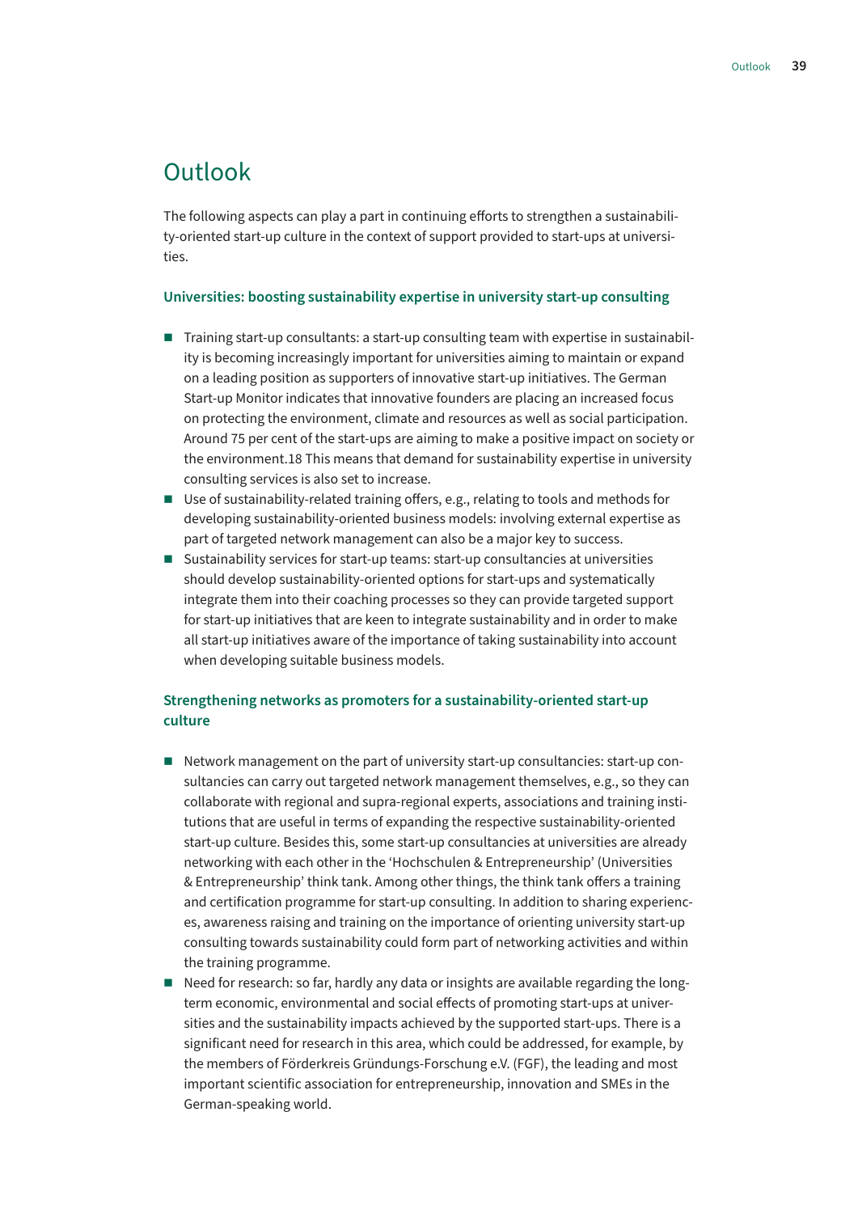# Outlook

The following aspects can play a part in continuing efforts to strengthen a sustainability-oriented start-up culture in the context of support provided to start-ups at universities.

**Universities: boosting sustainability expertise in university start-up consulting**

- Training start-up consultants: a start-up consulting team with expertise in sustainability is becoming increasingly important for universities aiming to maintain or expand on a leading position as supporters of innovative start-up initiatives. The German Start-up Monitor indicates that innovative founders are placing an increased focus on protecting the environment, climate and resources as well as social participation. Around 75 per cent of the start-ups are aiming to make a positive impact on society or the environment.[18] This means that demand for sustainability expertise in university consulting services is also set to increase.
- Use of sustainability-related training offers, e.g., relating to tools and methods for developing sustainability-oriented business models: involving external expertise as part of targeted network management can also be a major key to success.
- Sustainability services for start-up teams: start-up consultancies at universities should develop sustainability-oriented options for start-ups and systematically integrate them into their coaching processes so they can provide targeted support for start-up initiatives that are keen to integrate sustainability and in order to make all start-up initiatives aware of the importance of taking sustainability into account when developing suitable business models.

**Strengthening networks as promoters for a sustainability-oriented start-up culture**

- Network management on the part of university start-up consultancies: start-up consultancies can carry out targeted network management themselves, e.g., so they can collaborate with regional and supra-regional experts, associations and training institutions that are useful in terms of expanding the respective sustainability-oriented start-up culture. Besides this, some start-up consultancies at universities are already networking with each other in the 'Hochschulen & Entrepreneurship' (Universities & Entrepreneurship' think tank. Among other things, the think tank offers a training and certification programme for start-up consulting. In addition to sharing experiences, awareness raising and training on the importance of orienting university start-up consulting towards sustainability could form part of networking activities and within the training programme.
- Need for research: so far, hardly any data or insights are available regarding the long-term economic, environmental and social effects of promoting start-ups at universities and the sustainability impacts achieved by the supported start-ups. There is a significant need for research in this area, which could be addressed, for example, by the members of Förderkreis Gründungs-Forschung e.V. (FGF), the leading and most important scientific association for entrepreneurship, innovation and SMEs in the German-speaking world.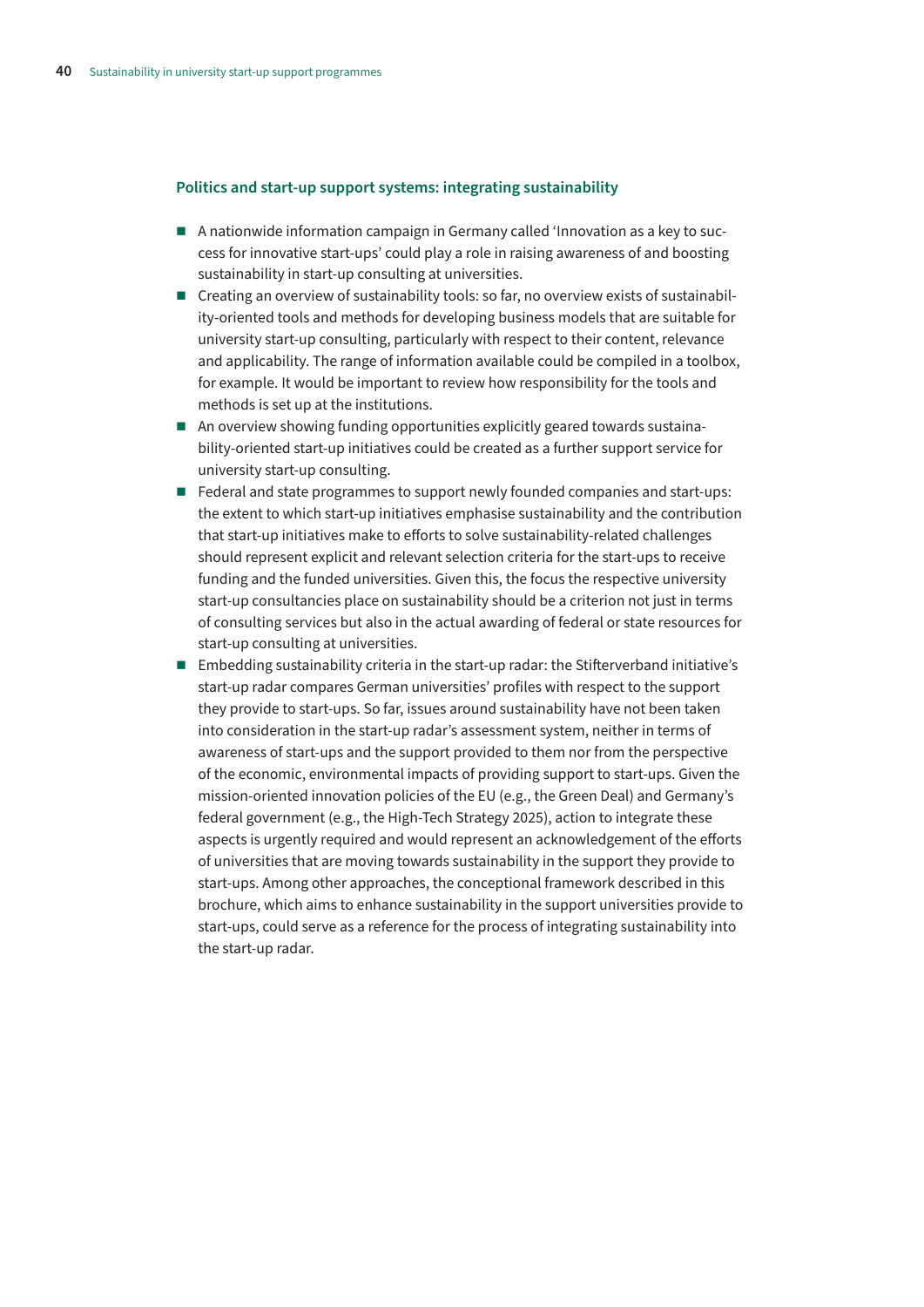### Politics and start-up support systems: integrating sustainability

- A nationwide information campaign in Germany called 'Innovation as a key to success for innovative start-ups' could play a role in raising awareness of and boosting sustainability in start-up consulting at universities.
- Creating an overview of sustainability tools: so far, no overview exists of sustainability-oriented tools and methods for developing business models that are suitable for university start-up consulting, particularly with respect to their content, relevance and applicability. The range of information available could be compiled in a toolbox, for example. It would be important to review how responsibility for the tools and methods is set up at the institutions.
- An overview showing funding opportunities explicitly geared towards sustainability-oriented start-up initiatives could be created as a further support service for university start-up consulting.
- Federal and state programmes to support newly founded companies and start-ups: the extent to which start-up initiatives emphasise sustainability and the contribution that start-up initiatives make to efforts to solve sustainability-related challenges should represent explicit and relevant selection criteria for the start-ups to receive funding and the funded universities. Given this, the focus the respective university start-up consultancies place on sustainability should be a criterion not just in terms of consulting services but also in the actual awarding of federal or state resources for start-up consulting at universities.
- Embedding sustainability criteria in the start-up radar: the Stifterverband initiative's start-up radar compares German universities' profiles with respect to the support they provide to start-ups. So far, issues around sustainability have not been taken into consideration in the start-up radar's assessment system, neither in terms of awareness of start-ups and the support provided to them nor from the perspective of the economic, environmental impacts of providing support to start-ups. Given the mission-oriented innovation policies of the EU (e.g., the Green Deal) and Germany's federal government (e.g., the High-Tech Strategy 2025), action to integrate these aspects is urgently required and would represent an acknowledgement of the efforts of universities that are moving towards sustainability in the support they provide to start-ups. Among other approaches, the conceptional framework described in this brochure, which aims to enhance sustainability in the support universities provide to start-ups, could serve as a reference for the process of integrating sustainability into the start-up radar.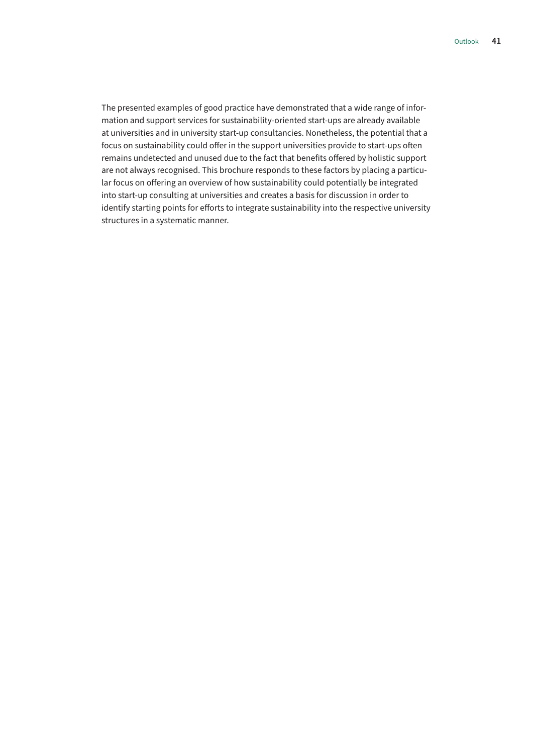The presented examples of good practice have demonstrated that a wide range of information and support services for sustainability-oriented start-ups are already available at universities and in university start-up consultancies. Nonetheless, the potential that a focus on sustainability could offer in the support universities provide to start-ups often remains undetected and unused due to the fact that benefits offered by holistic support are not always recognised. This brochure responds to these factors by placing a particular focus on offering an overview of how sustainability could potentially be integrated into start-up consulting at universities and creates a basis for discussion in order to identify starting points for efforts to integrate sustainability into the respective university structures in a systematic manner.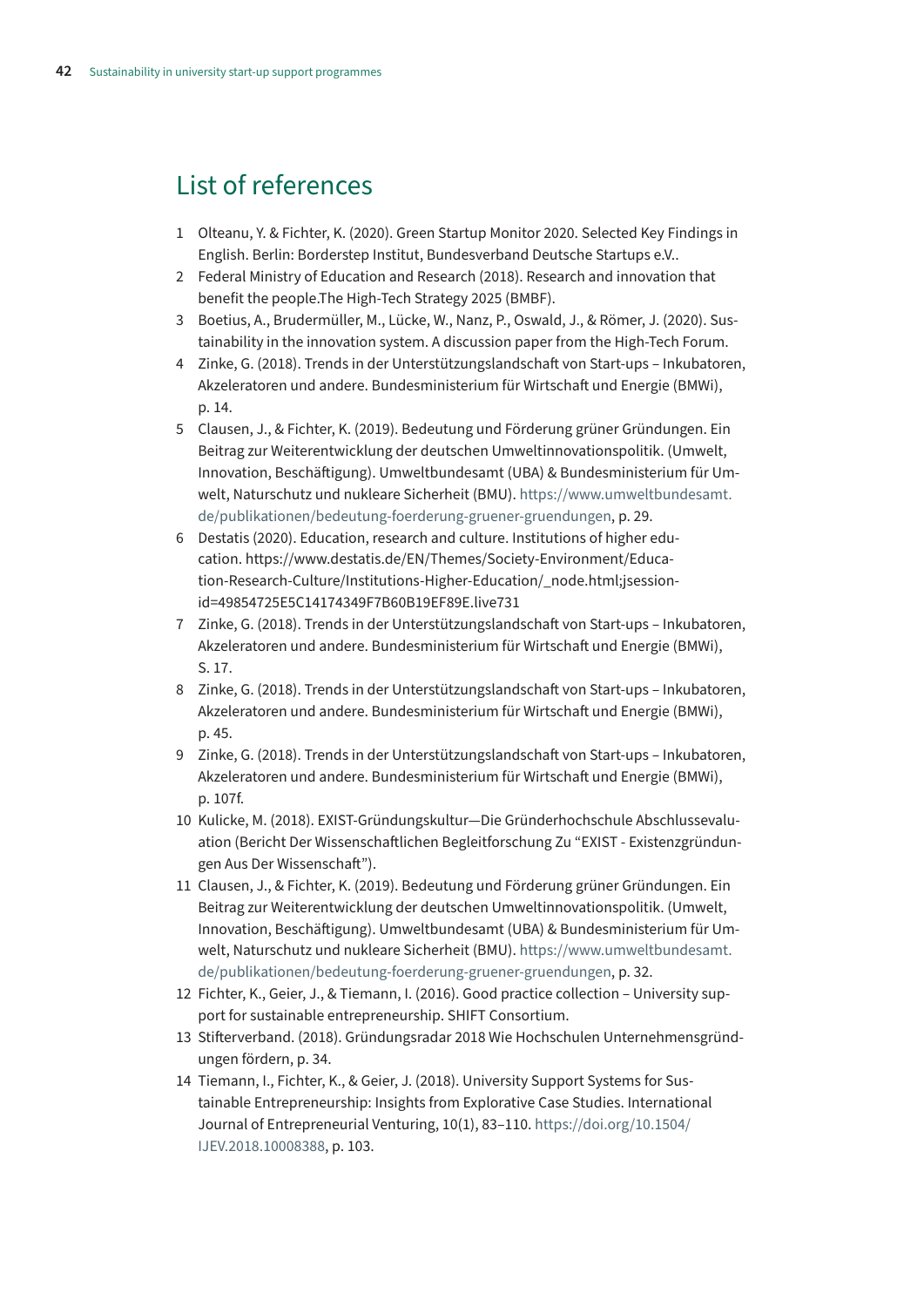# List of references

1. Olteanu, Y. & Fichter, K. (2020). Green Startup Monitor 2020. Selected Key Findings in English. Berlin: Borderstep Institut, Bundesverband Deutsche Startups e.V..
2. Federal Ministry of Education and Research (2018). Research and innovation that benefit the people.The High-Tech Strategy 2025 (BMBF).
3. Boetius, A., Brudermüller, M., Lücke, W., Nanz, P., Oswald, J., & Römer, J. (2020). Sustainability in the innovation system. A discussion paper from the High-Tech Forum.
4. Zinke, G. (2018). Trends in der Unterstützungslandschaft von Start-ups – Inkubatoren, Akzeleratoren und andere. Bundesministerium für Wirtschaft und Energie (BMWi), p. 14.
5. Clausen, J., & Fichter, K. (2019). Bedeutung und Förderung grüner Gründungen. Ein Beitrag zur Weiterentwicklung der deutschen Umweltinnovationspolitik. (Umwelt, Innovation, Beschäftigung). Umweltbundesamt (UBA) & Bundesministerium für Umwelt, Naturschutz und nukleare Sicherheit (BMU). https://www.umweltbundesamt.de/publikationen/bedeutung-foerderung-gruener-gruendungen, p. 29.
6. Destatis (2020). Education, research and culture. Institutions of higher education. https://www.destatis.de/EN/Themes/Society-Environment/Education-Research-Culture/Institutions-Higher-Education/_node.html;jsessionid=49854725E5C14174349F7B60B19EF89E.live731
7. Zinke, G. (2018). Trends in der Unterstützungslandschaft von Start-ups – Inkubatoren, Akzeleratoren und andere. Bundesministerium für Wirtschaft und Energie (BMWi), S. 17.
8. Zinke, G. (2018). Trends in der Unterstützungslandschaft von Start-ups – Inkubatoren, Akzeleratoren und andere. Bundesministerium für Wirtschaft und Energie (BMWi), p. 45.
9. Zinke, G. (2018). Trends in der Unterstützungslandschaft von Start-ups – Inkubatoren, Akzeleratoren und andere. Bundesministerium für Wirtschaft und Energie (BMWi), p. 107f.
10. Kulicke, M. (2018). EXIST-Gründungskultur—Die Gründerhochschule Abschlussevaluation (Bericht Der Wissenschaftlichen Begleitforschung Zu "EXIST - Existenzgründungen Aus Der Wissenschaft").
11. Clausen, J., & Fichter, K. (2019). Bedeutung und Förderung grüner Gründungen. Ein Beitrag zur Weiterentwicklung der deutschen Umweltinnovationspolitik. (Umwelt, Innovation, Beschäftigung). Umweltbundesamt (UBA) & Bundesministerium für Umwelt, Naturschutz und nukleare Sicherheit (BMU). https://www.umweltbundesamt.de/publikationen/bedeutung-foerderung-gruener-gruendungen, p. 32.
12. Fichter, K., Geier, J., & Tiemann, I. (2016). Good practice collection – University support for sustainable entrepreneurship. SHIFT Consortium.
13. Stifterverband. (2018). Gründungsradar 2018 Wie Hochschulen Unternehmensgründungen fördern, p. 34.
14. Tiemann, I., Fichter, K., & Geier, J. (2018). University Support Systems for Sustainable Entrepreneurship: Insights from Explorative Case Studies. International Journal of Entrepreneurial Venturing, 10(1), 83–110. https://doi.org/10.1504/IJEV.2018.10008388, p. 103.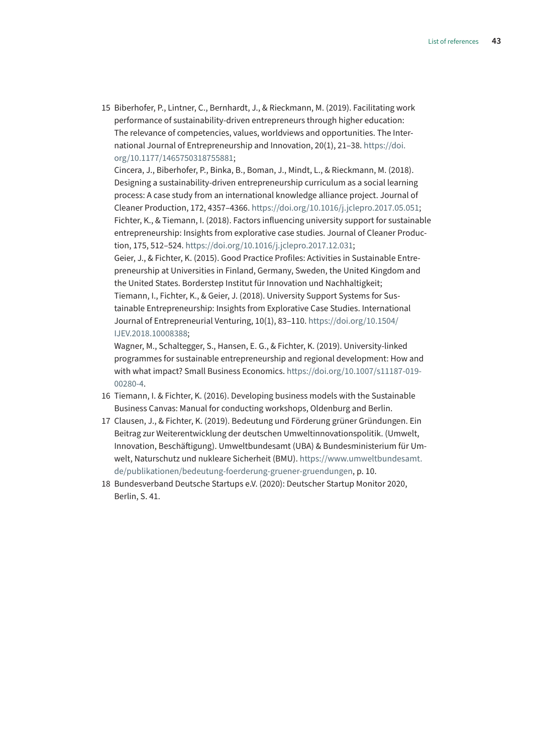15 Biberhofer, P., Lintner, C., Bernhardt, J., & Rieckmann, M. (2019). Facilitating work performance of sustainability-driven entrepreneurs through higher education: The relevance of competencies, values, worldviews and opportunities. The International Journal of Entrepreneurship and Innovation, 20(1), 21–38. https://doi.org/10.1177/1465750318755881;
   Cincera, J., Biberhofer, P., Binka, B., Boman, J., Mindt, L., & Rieckmann, M. (2018). Designing a sustainability-driven entrepreneurship curriculum as a social learning process: A case study from an international knowledge alliance project. Journal of Cleaner Production, 172, 4357–4366. https://doi.org/10.1016/j.jclepro.2017.05.051;
   Fichter, K., & Tiemann, I. (2018). Factors influencing university support for sustainable entrepreneurship: Insights from explorative case studies. Journal of Cleaner Production, 175, 512–524. https://doi.org/10.1016/j.jclepro.2017.12.031;
   Geier, J., & Fichter, K. (2015). Good Practice Profiles: Activities in Sustainable Entrepreneurship at Universities in Finland, Germany, Sweden, the United Kingdom and the United States. Borderstep Institut für Innovation und Nachhaltigkeit;
   Tiemann, I., Fichter, K., & Geier, J. (2018). University Support Systems for Sustainable Entrepreneurship: Insights from Explorative Case Studies. International Journal of Entrepreneurial Venturing, 10(1), 83–110. https://doi.org/10.1504/IJEV.2018.10008388;
   Wagner, M., Schaltegger, S., Hansen, E. G., & Fichter, K. (2019). University-linked programmes for sustainable entrepreneurship and regional development: How and with what impact? Small Business Economics. https://doi.org/10.1007/s11187-019-00280-4.

16 Tiemann, I. & Fichter, K. (2016). Developing business models with the Sustainable Business Canvas: Manual for conducting workshops, Oldenburg and Berlin.

17 Clausen, J., & Fichter, K. (2019). Bedeutung und Förderung grüner Gründungen. Ein Beitrag zur Weiterentwicklung der deutschen Umweltinnovationspolitik. (Umwelt, Innovation, Beschäftigung). Umweltbundesamt (UBA) & Bundesministerium für Umwelt, Naturschutz und nukleare Sicherheit (BMU). https://www.umweltbundesamt.de/publikationen/bedeutung-foerderung-gruener-gruendungen, p. 10.

18 Bundesverband Deutsche Startups e.V. (2020): Deutscher Startup Monitor 2020, Berlin, S. 41.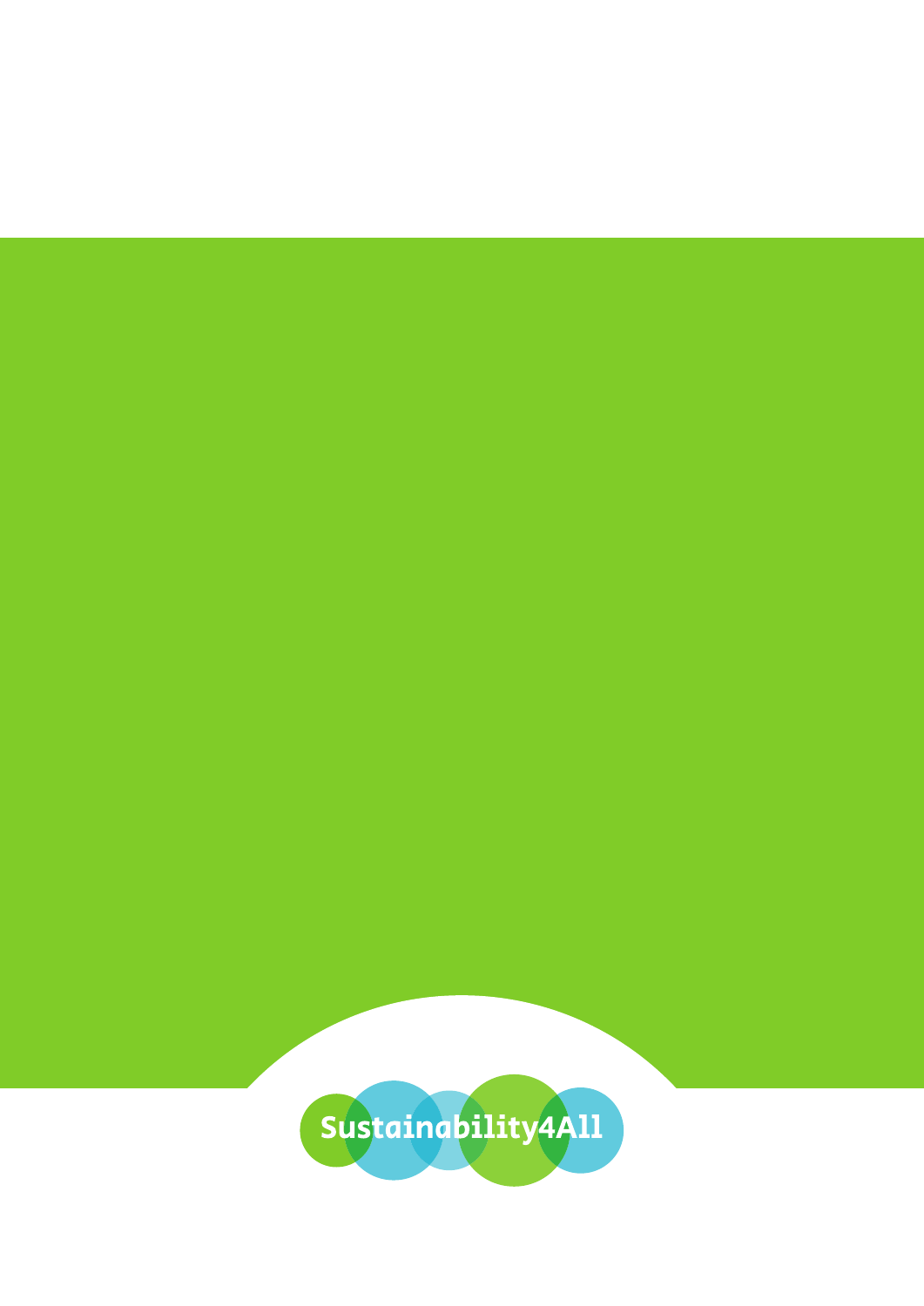Sustainability4All